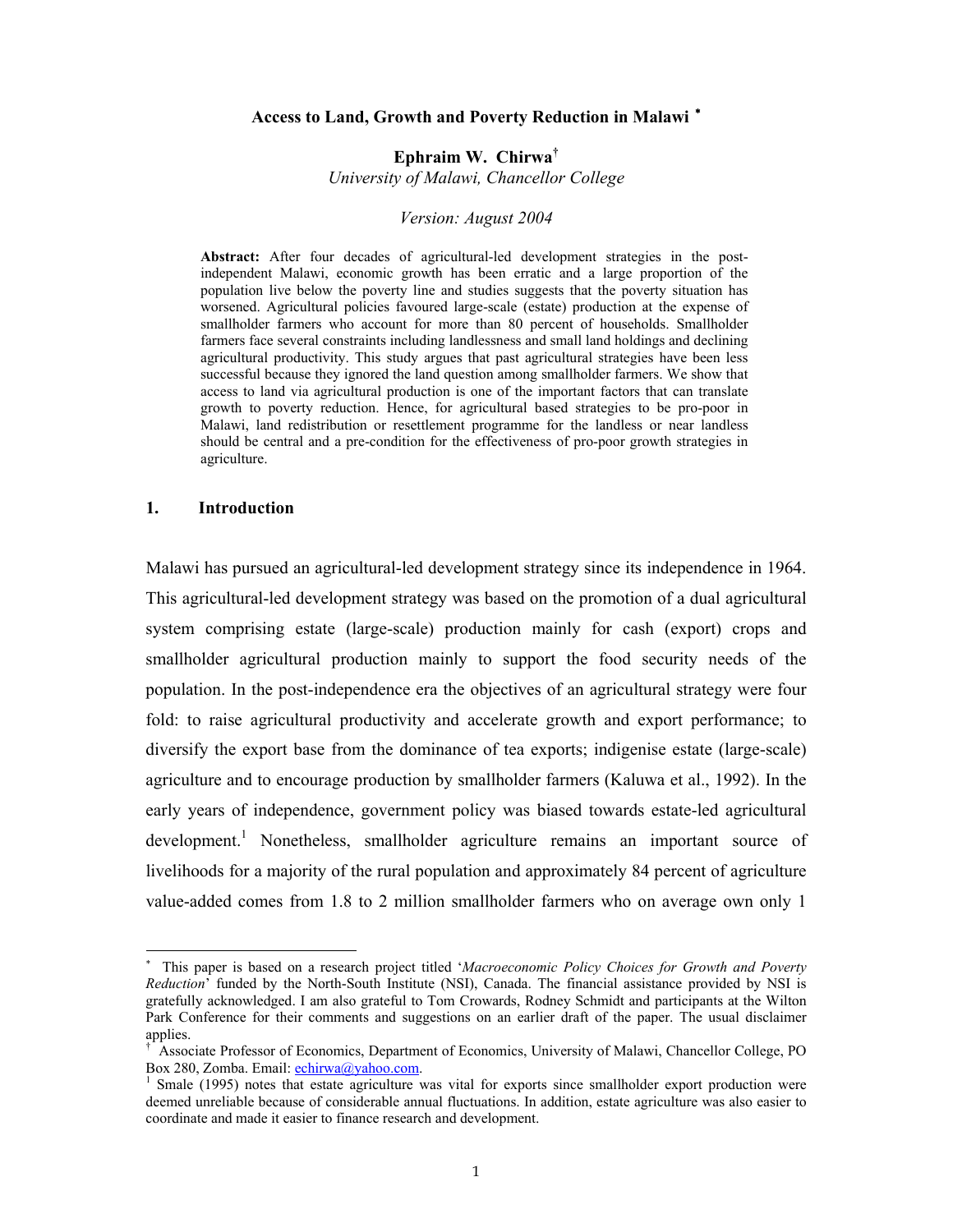# Access to Land, Growth and Poverty Reduction in Malawi [*]

**Ephraim W. Chirwa** [†]

*University of Malawi, Chancellor College*

*Version: August 2004*

**Abstract:** After four decades of agricultural-led development strategies in the post-independent Malawi, economic growth has been erratic and a large proportion of the population live below the poverty line and studies suggests that the poverty situation has worsened. Agricultural policies favoured large-scale (estate) production at the expense of smallholder farmers who account for more than 80 percent of households. Smallholder farmers face several constraints including landlessness and small land holdings and declining agricultural productivity. This study argues that past agricultural strategies have been less successful because they ignored the land question among smallholder farmers. We show that access to land via agricultural production is one of the important factors that can translate growth to poverty reduction. Hence, for agricultural based strategies to be pro-poor in Malawi, land redistribution or resettlement programme for the landless or near landless should be central and a pre-condition for the effectiveness of pro-poor growth strategies in agriculture.

## 1. Introduction

Malawi has pursued an agricultural-led development strategy since its independence in 1964. This agricultural-led development strategy was based on the promotion of a dual agricultural system comprising estate (large-scale) production mainly for cash (export) crops and smallholder agricultural production mainly to support the food security needs of the population. In the post-independence era the objectives of an agricultural strategy were four fold: to raise agricultural productivity and accelerate growth and export performance; to diversify the export base from the dominance of tea exports; indigenise estate (large-scale) agriculture and to encourage production by smallholder farmers (Kaluwa et al., 1992). In the early years of independence, government policy was biased towards estate-led agricultural development.[1] Nonetheless, smallholder agriculture remains an important source of livelihoods for a majority of the rural population and approximately 84 percent of agriculture value-added comes from 1.8 to 2 million smallholder farmers who on average own only 1

---

[*] This paper is based on a research project titled '*Macroeconomic Policy Choices for Growth and Poverty Reduction*' funded by the North-South Institute (NSI), Canada. The financial assistance provided by NSI is gratefully acknowledged. I am also grateful to Tom Crowards, Rodney Schmidt and participants at the Wilton Park Conference for their comments and suggestions on an earlier draft of the paper. The usual disclaimer applies.

[†] Associate Professor of Economics, Department of Economics, University of Malawi, Chancellor College, PO Box 280, Zomba. Email: echirwa@yahoo.com.

[1] Smale (1995) notes that estate agriculture was vital for exports since smallholder export production were deemed unreliable because of considerable annual fluctuations. In addition, estate agriculture was also easier to coordinate and made it easier to finance research and development.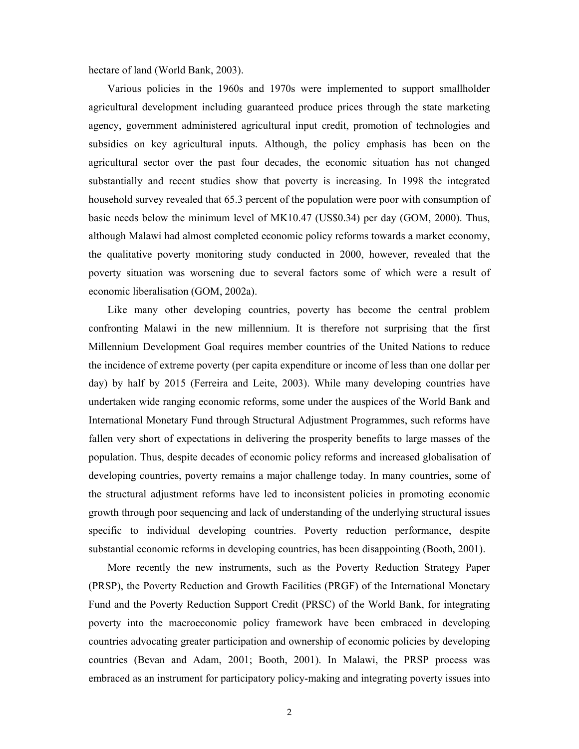hectare of land (World Bank, 2003).

Various policies in the 1960s and 1970s were implemented to support smallholder agricultural development including guaranteed produce prices through the state marketing agency, government administered agricultural input credit, promotion of technologies and subsidies on key agricultural inputs. Although, the policy emphasis has been on the agricultural sector over the past four decades, the economic situation has not changed substantially and recent studies show that poverty is increasing. In 1998 the integrated household survey revealed that 65.3 percent of the population were poor with consumption of basic needs below the minimum level of MK10.47 (US$0.34) per day (GOM, 2000). Thus, although Malawi had almost completed economic policy reforms towards a market economy, the qualitative poverty monitoring study conducted in 2000, however, revealed that the poverty situation was worsening due to several factors some of which were a result of economic liberalisation (GOM, 2002a).

Like many other developing countries, poverty has become the central problem confronting Malawi in the new millennium. It is therefore not surprising that the first Millennium Development Goal requires member countries of the United Nations to reduce the incidence of extreme poverty (per capita expenditure or income of less than one dollar per day) by half by 2015 (Ferreira and Leite, 2003). While many developing countries have undertaken wide ranging economic reforms, some under the auspices of the World Bank and International Monetary Fund through Structural Adjustment Programmes, such reforms have fallen very short of expectations in delivering the prosperity benefits to large masses of the population. Thus, despite decades of economic policy reforms and increased globalisation of developing countries, poverty remains a major challenge today. In many countries, some of the structural adjustment reforms have led to inconsistent policies in promoting economic growth through poor sequencing and lack of understanding of the underlying structural issues specific to individual developing countries. Poverty reduction performance, despite substantial economic reforms in developing countries, has been disappointing (Booth, 2001).

More recently the new instruments, such as the Poverty Reduction Strategy Paper (PRSP), the Poverty Reduction and Growth Facilities (PRGF) of the International Monetary Fund and the Poverty Reduction Support Credit (PRSC) of the World Bank, for integrating poverty into the macroeconomic policy framework have been embraced in developing countries advocating greater participation and ownership of economic policies by developing countries (Bevan and Adam, 2001; Booth, 2001). In Malawi, the PRSP process was embraced as an instrument for participatory policy-making and integrating poverty issues into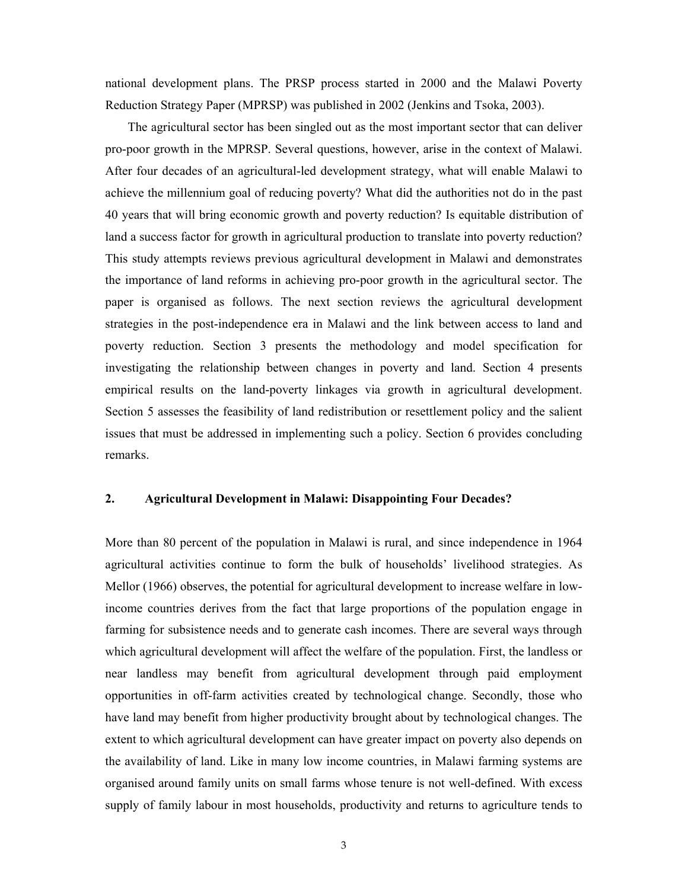national development plans. The PRSP process started in 2000 and the Malawi Poverty Reduction Strategy Paper (MPRSP) was published in 2002 (Jenkins and Tsoka, 2003).

The agricultural sector has been singled out as the most important sector that can deliver pro-poor growth in the MPRSP. Several questions, however, arise in the context of Malawi. After four decades of an agricultural-led development strategy, what will enable Malawi to achieve the millennium goal of reducing poverty? What did the authorities not do in the past 40 years that will bring economic growth and poverty reduction? Is equitable distribution of land a success factor for growth in agricultural production to translate into poverty reduction? This study attempts reviews previous agricultural development in Malawi and demonstrates the importance of land reforms in achieving pro-poor growth in the agricultural sector. The paper is organised as follows. The next section reviews the agricultural development strategies in the post-independence era in Malawi and the link between access to land and poverty reduction. Section 3 presents the methodology and model specification for investigating the relationship between changes in poverty and land. Section 4 presents empirical results on the land-poverty linkages via growth in agricultural development. Section 5 assesses the feasibility of land redistribution or resettlement policy and the salient issues that must be addressed in implementing such a policy. Section 6 provides concluding remarks.

## 2. Agricultural Development in Malawi: Disappointing Four Decades?

More than 80 percent of the population in Malawi is rural, and since independence in 1964 agricultural activities continue to form the bulk of households' livelihood strategies. As Mellor (1966) observes, the potential for agricultural development to increase welfare in low-income countries derives from the fact that large proportions of the population engage in farming for subsistence needs and to generate cash incomes. There are several ways through which agricultural development will affect the welfare of the population. First, the landless or near landless may benefit from agricultural development through paid employment opportunities in off-farm activities created by technological change. Secondly, those who have land may benefit from higher productivity brought about by technological changes. The extent to which agricultural development can have greater impact on poverty also depends on the availability of land. Like in many low income countries, in Malawi farming systems are organised around family units on small farms whose tenure is not well-defined. With excess supply of family labour in most households, productivity and returns to agriculture tends to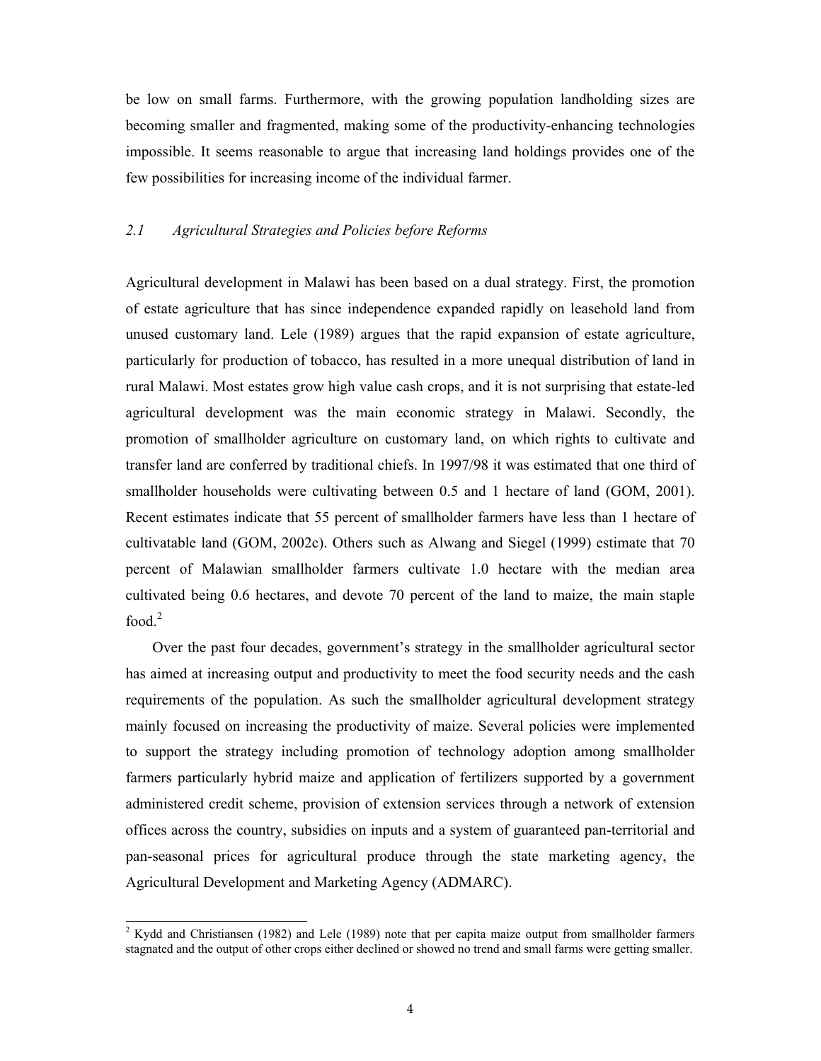be low on small farms. Furthermore, with the growing population landholding sizes are becoming smaller and fragmented, making some of the productivity-enhancing technologies impossible. It seems reasonable to argue that increasing land holdings provides one of the few possibilities for increasing income of the individual farmer.

### *2.1 Agricultural Strategies and Policies before Reforms*

Agricultural development in Malawi has been based on a dual strategy. First, the promotion of estate agriculture that has since independence expanded rapidly on leasehold land from unused customary land. Lele (1989) argues that the rapid expansion of estate agriculture, particularly for production of tobacco, has resulted in a more unequal distribution of land in rural Malawi. Most estates grow high value cash crops, and it is not surprising that estate-led agricultural development was the main economic strategy in Malawi. Secondly, the promotion of smallholder agriculture on customary land, on which rights to cultivate and transfer land are conferred by traditional chiefs. In 1997/98 it was estimated that one third of smallholder households were cultivating between 0.5 and 1 hectare of land (GOM, 2001). Recent estimates indicate that 55 percent of smallholder farmers have less than 1 hectare of cultivatable land (GOM, 2002c). Others such as Alwang and Siegel (1999) estimate that 70 percent of Malawian smallholder farmers cultivate 1.0 hectare with the median area cultivated being 0.6 hectares, and devote 70 percent of the land to maize, the main staple food.[2]

Over the past four decades, government's strategy in the smallholder agricultural sector has aimed at increasing output and productivity to meet the food security needs and the cash requirements of the population. As such the smallholder agricultural development strategy mainly focused on increasing the productivity of maize. Several policies were implemented to support the strategy including promotion of technology adoption among smallholder farmers particularly hybrid maize and application of fertilizers supported by a government administered credit scheme, provision of extension services through a network of extension offices across the country, subsidies on inputs and a system of guaranteed pan-territorial and pan-seasonal prices for agricultural produce through the state marketing agency, the Agricultural Development and Marketing Agency (ADMARC).

---

[2] Kydd and Christiansen (1982) and Lele (1989) note that per capita maize output from smallholder farmers stagnated and the output of other crops either declined or showed no trend and small farms were getting smaller.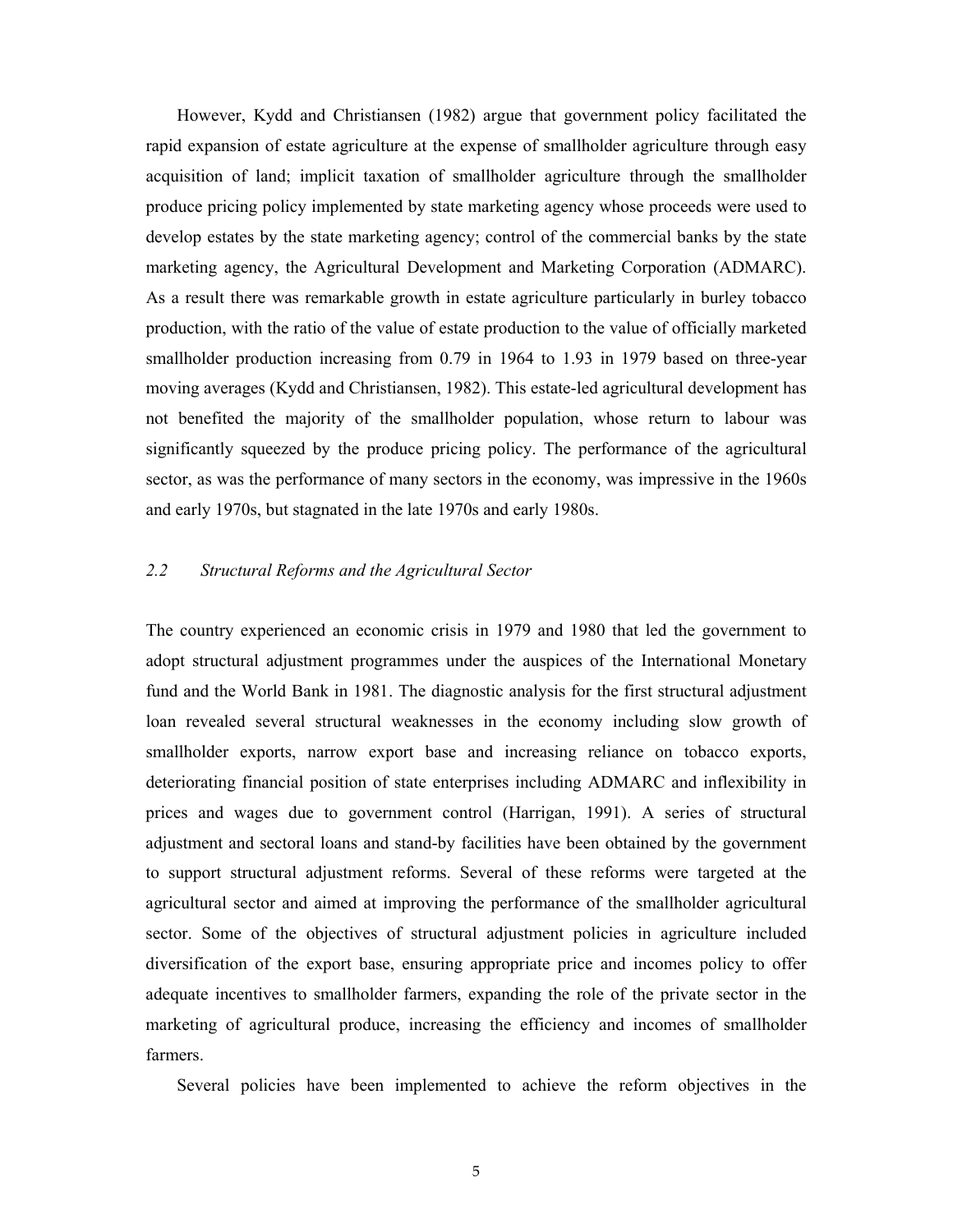However, Kydd and Christiansen (1982) argue that government policy facilitated the rapid expansion of estate agriculture at the expense of smallholder agriculture through easy acquisition of land; implicit taxation of smallholder agriculture through the smallholder produce pricing policy implemented by state marketing agency whose proceeds were used to develop estates by the state marketing agency; control of the commercial banks by the state marketing agency, the Agricultural Development and Marketing Corporation (ADMARC). As a result there was remarkable growth in estate agriculture particularly in burley tobacco production, with the ratio of the value of estate production to the value of officially marketed smallholder production increasing from 0.79 in 1964 to 1.93 in 1979 based on three-year moving averages (Kydd and Christiansen, 1982). This estate-led agricultural development has not benefited the majority of the smallholder population, whose return to labour was significantly squeezed by the produce pricing policy. The performance of the agricultural sector, as was the performance of many sectors in the economy, was impressive in the 1960s and early 1970s, but stagnated in the late 1970s and early 1980s.

### *2.2 Structural Reforms and the Agricultural Sector*

The country experienced an economic crisis in 1979 and 1980 that led the government to adopt structural adjustment programmes under the auspices of the International Monetary fund and the World Bank in 1981. The diagnostic analysis for the first structural adjustment loan revealed several structural weaknesses in the economy including slow growth of smallholder exports, narrow export base and increasing reliance on tobacco exports, deteriorating financial position of state enterprises including ADMARC and inflexibility in prices and wages due to government control (Harrigan, 1991). A series of structural adjustment and sectoral loans and stand-by facilities have been obtained by the government to support structural adjustment reforms. Several of these reforms were targeted at the agricultural sector and aimed at improving the performance of the smallholder agricultural sector. Some of the objectives of structural adjustment policies in agriculture included diversification of the export base, ensuring appropriate price and incomes policy to offer adequate incentives to smallholder farmers, expanding the role of the private sector in the marketing of agricultural produce, increasing the efficiency and incomes of smallholder farmers.

Several policies have been implemented to achieve the reform objectives in the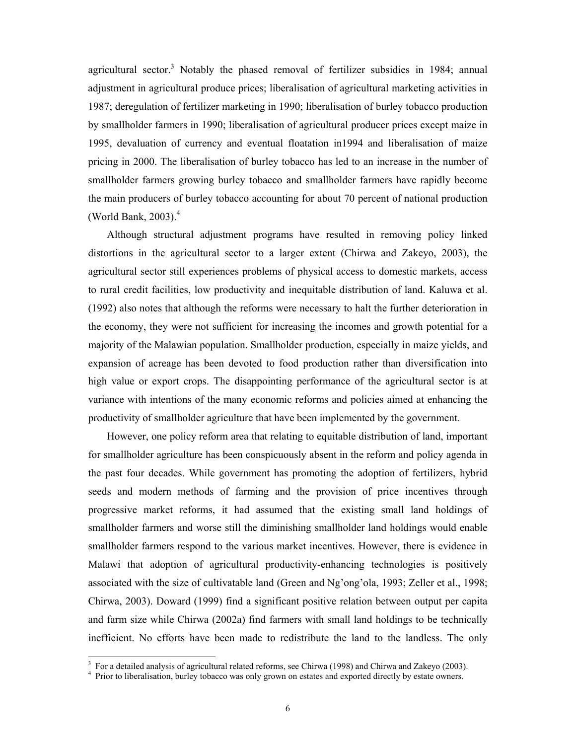agricultural sector.[3] Notably the phased removal of fertilizer subsidies in 1984; annual adjustment in agricultural produce prices; liberalisation of agricultural marketing activities in 1987; deregulation of fertilizer marketing in 1990; liberalisation of burley tobacco production by smallholder farmers in 1990; liberalisation of agricultural producer prices except maize in 1995, devaluation of currency and eventual floatation in1994 and liberalisation of maize pricing in 2000. The liberalisation of burley tobacco has led to an increase in the number of smallholder farmers growing burley tobacco and smallholder farmers have rapidly become the main producers of burley tobacco accounting for about 70 percent of national production (World Bank, 2003).[4]

Although structural adjustment programs have resulted in removing policy linked distortions in the agricultural sector to a larger extent (Chirwa and Zakeyo, 2003), the agricultural sector still experiences problems of physical access to domestic markets, access to rural credit facilities, low productivity and inequitable distribution of land. Kaluwa et al. (1992) also notes that although the reforms were necessary to halt the further deterioration in the economy, they were not sufficient for increasing the incomes and growth potential for a majority of the Malawian population. Smallholder production, especially in maize yields, and expansion of acreage has been devoted to food production rather than diversification into high value or export crops. The disappointing performance of the agricultural sector is at variance with intentions of the many economic reforms and policies aimed at enhancing the productivity of smallholder agriculture that have been implemented by the government.

However, one policy reform area that relating to equitable distribution of land, important for smallholder agriculture has been conspicuously absent in the reform and policy agenda in the past four decades. While government has promoting the adoption of fertilizers, hybrid seeds and modern methods of farming and the provision of price incentives through progressive market reforms, it had assumed that the existing small land holdings of smallholder farmers and worse still the diminishing smallholder land holdings would enable smallholder farmers respond to the various market incentives. However, there is evidence in Malawi that adoption of agricultural productivity-enhancing technologies is positively associated with the size of cultivatable land (Green and Ng'ong'ola, 1993; Zeller et al., 1998; Chirwa, 2003). Doward (1999) find a significant positive relation between output per capita and farm size while Chirwa (2002a) find farmers with small land holdings to be technically inefficient. No efforts have been made to redistribute the land to the landless. The only

[3] For a detailed analysis of agricultural related reforms, see Chirwa (1998) and Chirwa and Zakeyo (2003).

[4] Prior to liberalisation, burley tobacco was only grown on estates and exported directly by estate owners.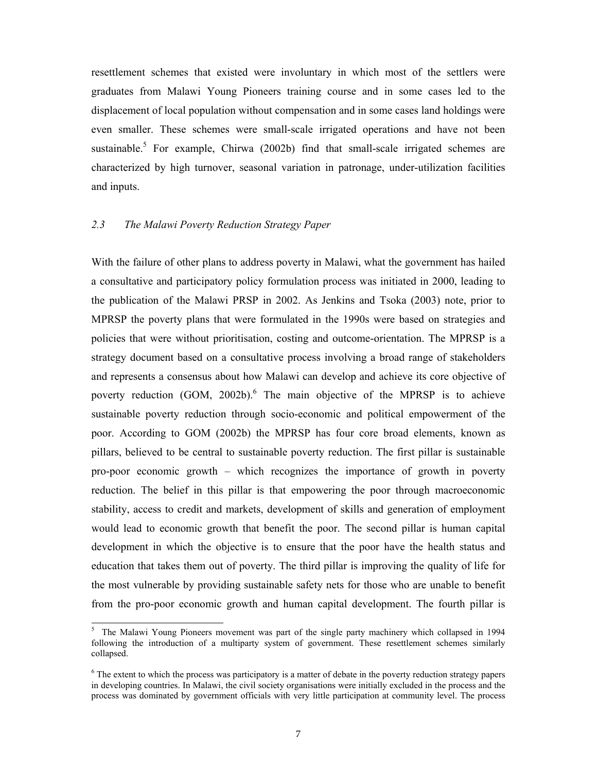resettlement schemes that existed were involuntary in which most of the settlers were graduates from Malawi Young Pioneers training course and in some cases led to the displacement of local population without compensation and in some cases land holdings were even smaller. These schemes were small-scale irrigated operations and have not been sustainable.[5] For example, Chirwa (2002b) find that small-scale irrigated schemes are characterized by high turnover, seasonal variation in patronage, under-utilization facilities and inputs.

### *2.3 The Malawi Poverty Reduction Strategy Paper*

With the failure of other plans to address poverty in Malawi, what the government has hailed a consultative and participatory policy formulation process was initiated in 2000, leading to the publication of the Malawi PRSP in 2002. As Jenkins and Tsoka (2003) note, prior to MPRSP the poverty plans that were formulated in the 1990s were based on strategies and policies that were without prioritisation, costing and outcome-orientation. The MPRSP is a strategy document based on a consultative process involving a broad range of stakeholders and represents a consensus about how Malawi can develop and achieve its core objective of poverty reduction (GOM, 2002b).[6] The main objective of the MPRSP is to achieve sustainable poverty reduction through socio-economic and political empowerment of the poor. According to GOM (2002b) the MPRSP has four core broad elements, known as pillars, believed to be central to sustainable poverty reduction. The first pillar is sustainable pro-poor economic growth – which recognizes the importance of growth in poverty reduction. The belief in this pillar is that empowering the poor through macroeconomic stability, access to credit and markets, development of skills and generation of employment would lead to economic growth that benefit the poor. The second pillar is human capital development in which the objective is to ensure that the poor have the health status and education that takes them out of poverty. The third pillar is improving the quality of life for the most vulnerable by providing sustainable safety nets for those who are unable to benefit from the pro-poor economic growth and human capital development. The fourth pillar is

---

[5] The Malawi Young Pioneers movement was part of the single party machinery which collapsed in 1994 following the introduction of a multiparty system of government. These resettlement schemes similarly collapsed.

[6] The extent to which the process was participatory is a matter of debate in the poverty reduction strategy papers in developing countries. In Malawi, the civil society organisations were initially excluded in the process and the process was dominated by government officials with very little participation at community level. The process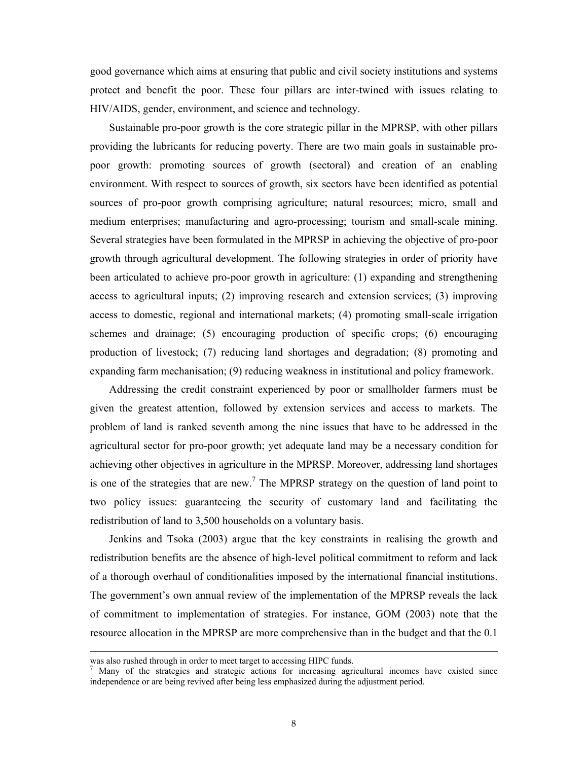good governance which aims at ensuring that public and civil society institutions and systems protect and benefit the poor. These four pillars are inter-twined with issues relating to HIV/AIDS, gender, environment, and science and technology.

Sustainable pro-poor growth is the core strategic pillar in the MPRSP, with other pillars providing the lubricants for reducing poverty. There are two main goals in sustainable pro-poor growth: promoting sources of growth (sectoral) and creation of an enabling environment. With respect to sources of growth, six sectors have been identified as potential sources of pro-poor growth comprising agriculture; natural resources; micro, small and medium enterprises; manufacturing and agro-processing; tourism and small-scale mining. Several strategies have been formulated in the MPRSP in achieving the objective of pro-poor growth through agricultural development. The following strategies in order of priority have been articulated to achieve pro-poor growth in agriculture: (1) expanding and strengthening access to agricultural inputs; (2) improving research and extension services; (3) improving access to domestic, regional and international markets; (4) promoting small-scale irrigation schemes and drainage; (5) encouraging production of specific crops; (6) encouraging production of livestock; (7) reducing land shortages and degradation; (8) promoting and expanding farm mechanisation; (9) reducing weakness in institutional and policy framework.

Addressing the credit constraint experienced by poor or smallholder farmers must be given the greatest attention, followed by extension services and access to markets. The problem of land is ranked seventh among the nine issues that have to be addressed in the agricultural sector for pro-poor growth; yet adequate land may be a necessary condition for achieving other objectives in agriculture in the MPRSP. Moreover, addressing land shortages is one of the strategies that are new.[7] The MPRSP strategy on the question of land point to two policy issues: guaranteeing the security of customary land and facilitating the redistribution of land to 3,500 households on a voluntary basis.

Jenkins and Tsoka (2003) argue that the key constraints in realising the growth and redistribution benefits are the absence of high-level political commitment to reform and lack of a thorough overhaul of conditionalities imposed by the international financial institutions. The government's own annual review of the implementation of the MPRSP reveals the lack of commitment to implementation of strategies. For instance, GOM (2003) note that the resource allocation in the MPRSP are more comprehensive than in the budget and that the 0.1

---

was also rushed through in order to meet target to accessing HIPC funds.

[7] Many of the strategies and strategic actions for increasing agricultural incomes have existed since independence or are being revived after being less emphasized during the adjustment period.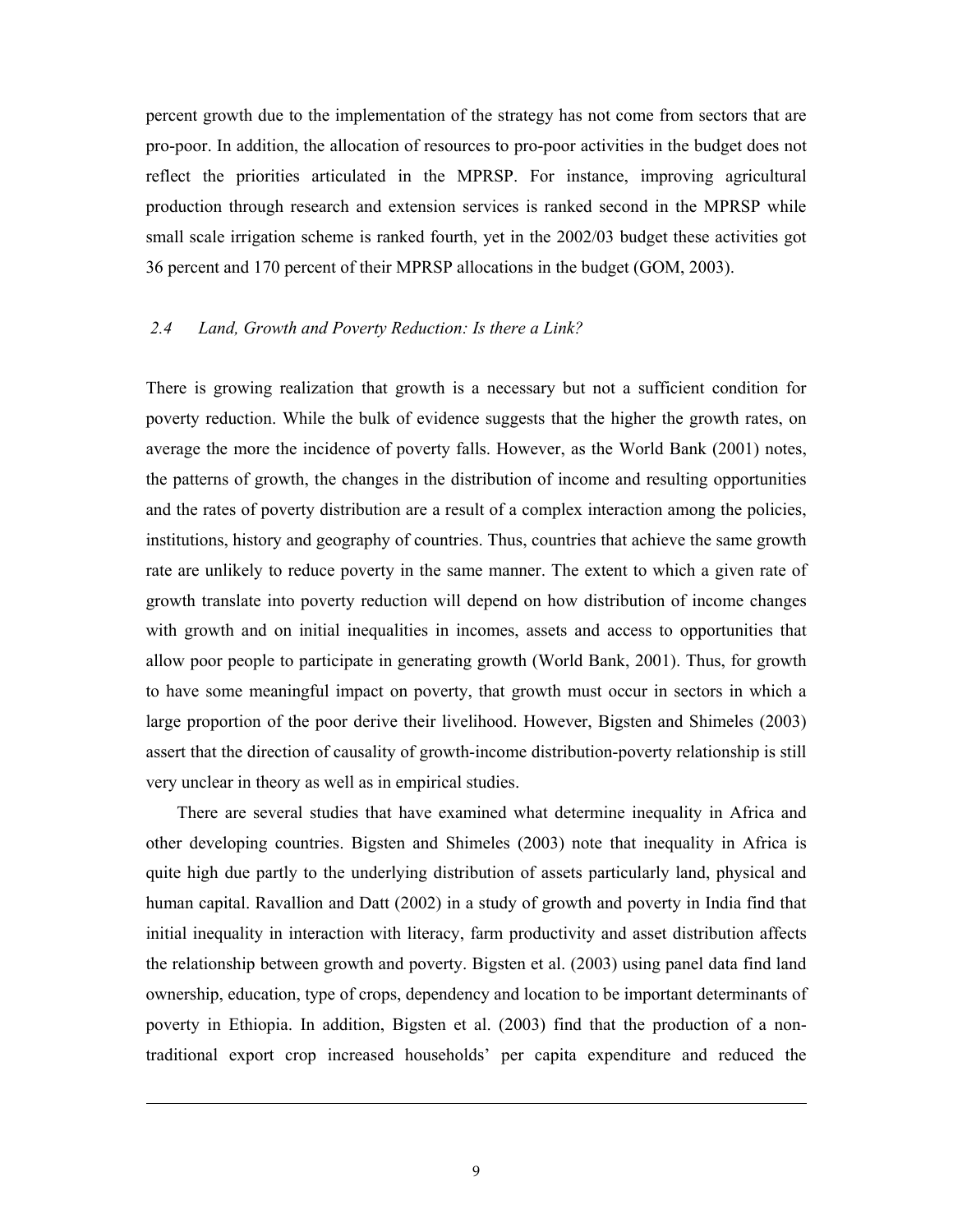percent growth due to the implementation of the strategy has not come from sectors that are pro-poor. In addition, the allocation of resources to pro-poor activities in the budget does not reflect the priorities articulated in the MPRSP. For instance, improving agricultural production through research and extension services is ranked second in the MPRSP while small scale irrigation scheme is ranked fourth, yet in the 2002/03 budget these activities got 36 percent and 170 percent of their MPRSP allocations in the budget (GOM, 2003).

### *2.4 Land, Growth and Poverty Reduction: Is there a Link?*

There is growing realization that growth is a necessary but not a sufficient condition for poverty reduction. While the bulk of evidence suggests that the higher the growth rates, on average the more the incidence of poverty falls. However, as the World Bank (2001) notes, the patterns of growth, the changes in the distribution of income and resulting opportunities and the rates of poverty distribution are a result of a complex interaction among the policies, institutions, history and geography of countries. Thus, countries that achieve the same growth rate are unlikely to reduce poverty in the same manner. The extent to which a given rate of growth translate into poverty reduction will depend on how distribution of income changes with growth and on initial inequalities in incomes, assets and access to opportunities that allow poor people to participate in generating growth (World Bank, 2001). Thus, for growth to have some meaningful impact on poverty, that growth must occur in sectors in which a large proportion of the poor derive their livelihood. However, Bigsten and Shimeles (2003) assert that the direction of causality of growth-income distribution-poverty relationship is still very unclear in theory as well as in empirical studies.

There are several studies that have examined what determine inequality in Africa and other developing countries. Bigsten and Shimeles (2003) note that inequality in Africa is quite high due partly to the underlying distribution of assets particularly land, physical and human capital. Ravallion and Datt (2002) in a study of growth and poverty in India find that initial inequality in interaction with literacy, farm productivity and asset distribution affects the relationship between growth and poverty. Bigsten et al. (2003) using panel data find land ownership, education, type of crops, dependency and location to be important determinants of poverty in Ethiopia. In addition, Bigsten et al. (2003) find that the production of a non-traditional export crop increased households' per capita expenditure and reduced the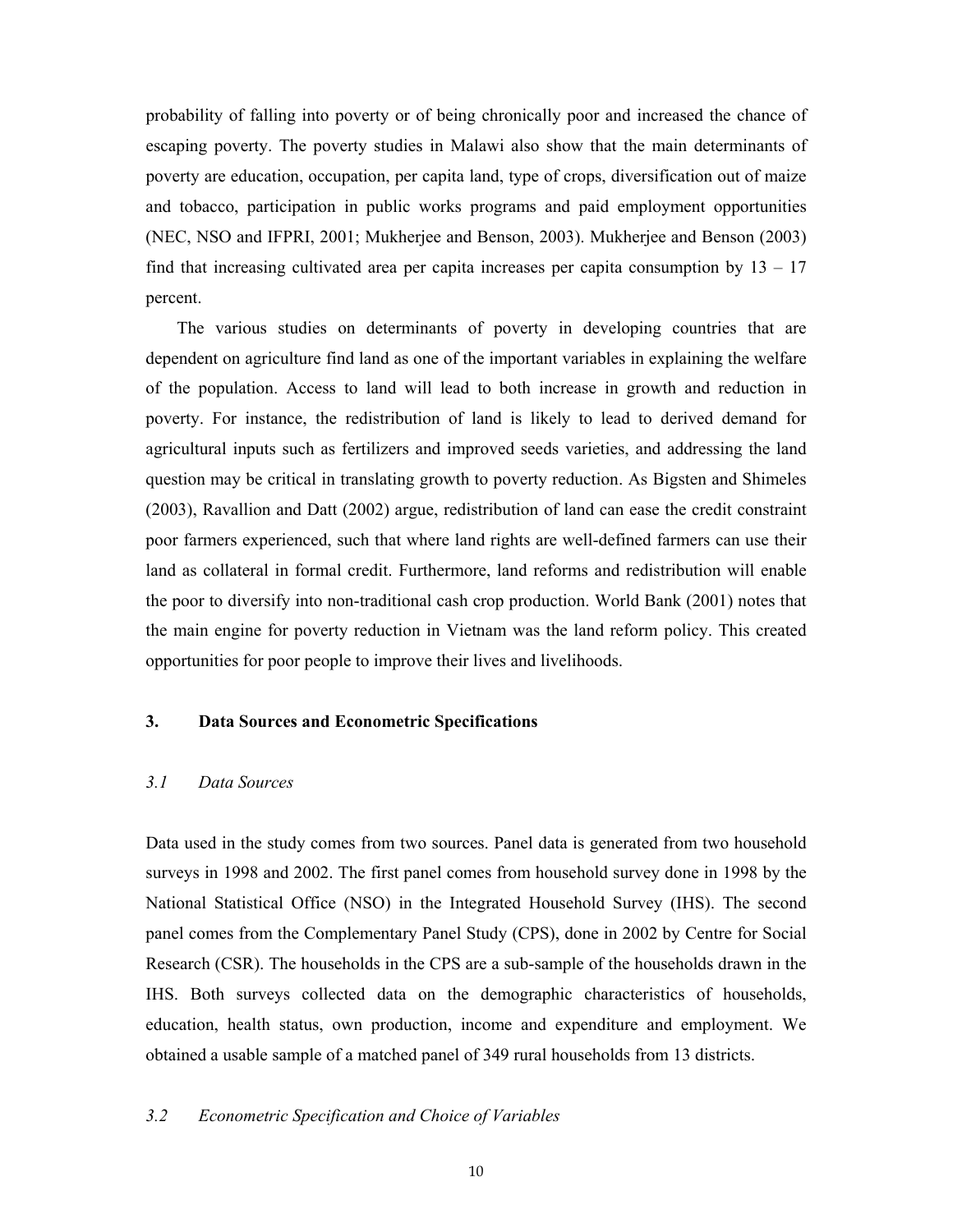probability of falling into poverty or of being chronically poor and increased the chance of escaping poverty. The poverty studies in Malawi also show that the main determinants of poverty are education, occupation, per capita land, type of crops, diversification out of maize and tobacco, participation in public works programs and paid employment opportunities (NEC, NSO and IFPRI, 2001; Mukherjee and Benson, 2003). Mukherjee and Benson (2003) find that increasing cultivated area per capita increases per capita consumption by 13 – 17 percent.

The various studies on determinants of poverty in developing countries that are dependent on agriculture find land as one of the important variables in explaining the welfare of the population. Access to land will lead to both increase in growth and reduction in poverty. For instance, the redistribution of land is likely to lead to derived demand for agricultural inputs such as fertilizers and improved seeds varieties, and addressing the land question may be critical in translating growth to poverty reduction. As Bigsten and Shimeles (2003), Ravallion and Datt (2002) argue, redistribution of land can ease the credit constraint poor farmers experienced, such that where land rights are well-defined farmers can use their land as collateral in formal credit. Furthermore, land reforms and redistribution will enable the poor to diversify into non-traditional cash crop production. World Bank (2001) notes that the main engine for poverty reduction in Vietnam was the land reform policy. This created opportunities for poor people to improve their lives and livelihoods.

## 3. Data Sources and Econometric Specifications

### *3.1 Data Sources*

Data used in the study comes from two sources. Panel data is generated from two household surveys in 1998 and 2002. The first panel comes from household survey done in 1998 by the National Statistical Office (NSO) in the Integrated Household Survey (IHS). The second panel comes from the Complementary Panel Study (CPS), done in 2002 by Centre for Social Research (CSR). The households in the CPS are a sub-sample of the households drawn in the IHS. Both surveys collected data on the demographic characteristics of households, education, health status, own production, income and expenditure and employment. We obtained a usable sample of a matched panel of 349 rural households from 13 districts.

### *3.2 Econometric Specification and Choice of Variables*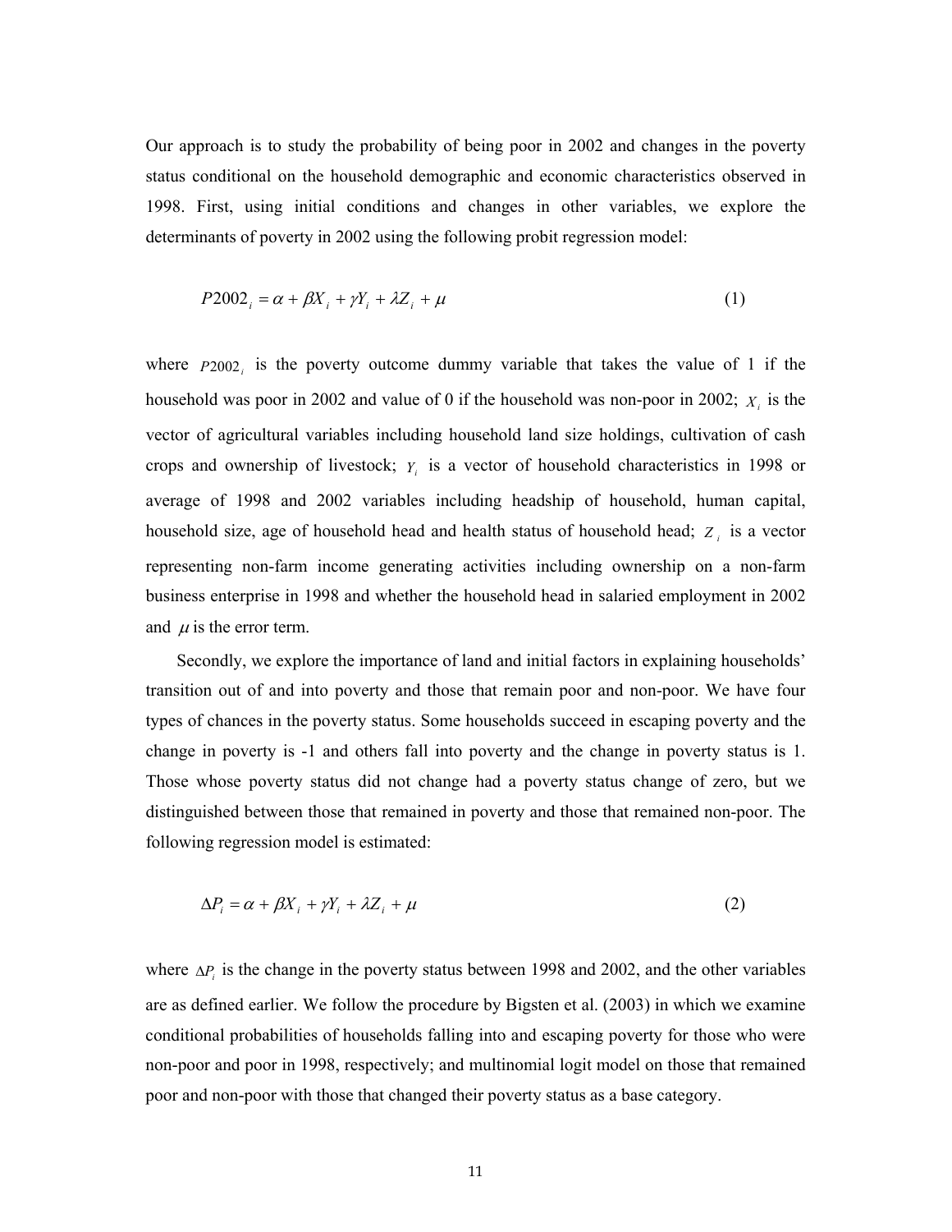Our approach is to study the probability of being poor in 2002 and changes in the poverty status conditional on the household demographic and economic characteristics observed in 1998. First, using initial conditions and changes in other variables, we explore the determinants of poverty in 2002 using the following probit regression model:

$$P2002_i = \alpha + \beta X_i + \gamma Y_i + \lambda Z_i + \mu \tag{1}$$

where $P2002_i$ is the poverty outcome dummy variable that takes the value of 1 if the household was poor in 2002 and value of 0 if the household was non-poor in 2002; $X_i$ is the vector of agricultural variables including household land size holdings, cultivation of cash crops and ownership of livestock; $Y_i$ is a vector of household characteristics in 1998 or average of 1998 and 2002 variables including headship of household, human capital, household size, age of household head and health status of household head; $Z_i$ is a vector representing non-farm income generating activities including ownership on a non-farm business enterprise in 1998 and whether the household head in salaried employment in 2002 and $\mu$ is the error term.

Secondly, we explore the importance of land and initial factors in explaining households' transition out of and into poverty and those that remain poor and non-poor. We have four types of chances in the poverty status. Some households succeed in escaping poverty and the change in poverty is -1 and others fall into poverty and the change in poverty status is 1. Those whose poverty status did not change had a poverty status change of zero, but we distinguished between those that remained in poverty and those that remained non-poor. The following regression model is estimated:

$$\Delta P_i = \alpha + \beta X_i + \gamma Y_i + \lambda Z_i + \mu \tag{2}$$

where $\Delta P_i$ is the change in the poverty status between 1998 and 2002, and the other variables are as defined earlier. We follow the procedure by Bigsten et al. (2003) in which we examine conditional probabilities of households falling into and escaping poverty for those who were non-poor and poor in 1998, respectively; and multinomial logit model on those that remained poor and non-poor with those that changed their poverty status as a base category.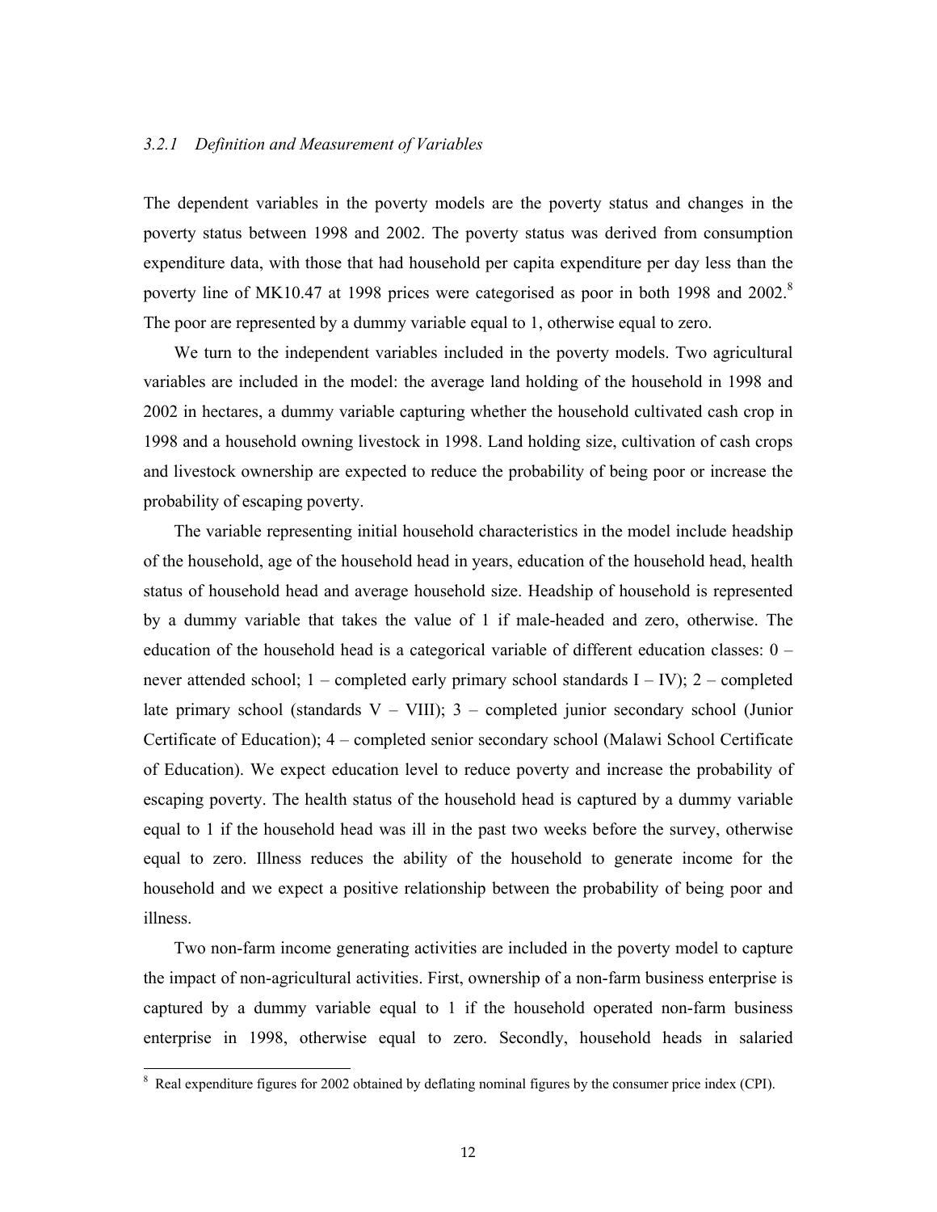### *3.2.1 Definition and Measurement of Variables*

The dependent variables in the poverty models are the poverty status and changes in the poverty status between 1998 and 2002. The poverty status was derived from consumption expenditure data, with those that had household per capita expenditure per day less than the poverty line of MK10.47 at 1998 prices were categorised as poor in both 1998 and 2002.[8] The poor are represented by a dummy variable equal to 1, otherwise equal to zero.

We turn to the independent variables included in the poverty models. Two agricultural variables are included in the model: the average land holding of the household in 1998 and 2002 in hectares, a dummy variable capturing whether the household cultivated cash crop in 1998 and a household owning livestock in 1998. Land holding size, cultivation of cash crops and livestock ownership are expected to reduce the probability of being poor or increase the probability of escaping poverty.

The variable representing initial household characteristics in the model include headship of the household, age of the household head in years, education of the household head, health status of household head and average household size. Headship of household is represented by a dummy variable that takes the value of 1 if male-headed and zero, otherwise. The education of the household head is a categorical variable of different education classes: 0 – never attended school; 1 – completed early primary school standards I – IV); 2 – completed late primary school (standards V – VIII); 3 – completed junior secondary school (Junior Certificate of Education); 4 – completed senior secondary school (Malawi School Certificate of Education). We expect education level to reduce poverty and increase the probability of escaping poverty. The health status of the household head is captured by a dummy variable equal to 1 if the household head was ill in the past two weeks before the survey, otherwise equal to zero. Illness reduces the ability of the household to generate income for the household and we expect a positive relationship between the probability of being poor and illness.

Two non-farm income generating activities are included in the poverty model to capture the impact of non-agricultural activities. First, ownership of a non-farm business enterprise is captured by a dummy variable equal to 1 if the household operated non-farm business enterprise in 1998, otherwise equal to zero. Secondly, household heads in salaried

---

[8] Real expenditure figures for 2002 obtained by deflating nominal figures by the consumer price index (CPI).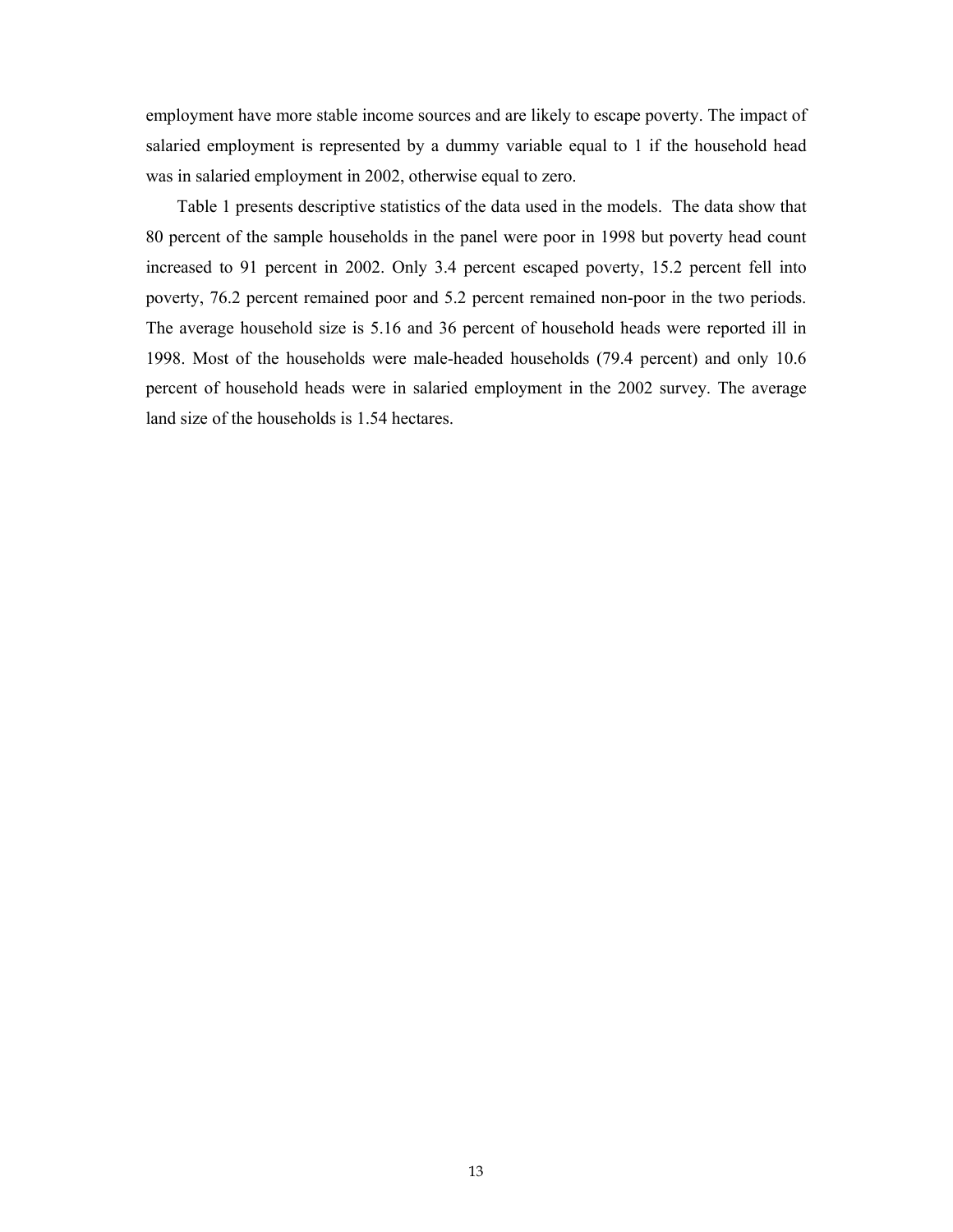employment have more stable income sources and are likely to escape poverty. The impact of salaried employment is represented by a dummy variable equal to 1 if the household head was in salaried employment in 2002, otherwise equal to zero.

Table 1 presents descriptive statistics of the data used in the models. The data show that 80 percent of the sample households in the panel were poor in 1998 but poverty head count increased to 91 percent in 2002. Only 3.4 percent escaped poverty, 15.2 percent fell into poverty, 76.2 percent remained poor and 5.2 percent remained non-poor in the two periods. The average household size is 5.16 and 36 percent of household heads were reported ill in 1998. Most of the households were male-headed households (79.4 percent) and only 10.6 percent of household heads were in salaried employment in the 2002 survey. The average land size of the households is 1.54 hectares.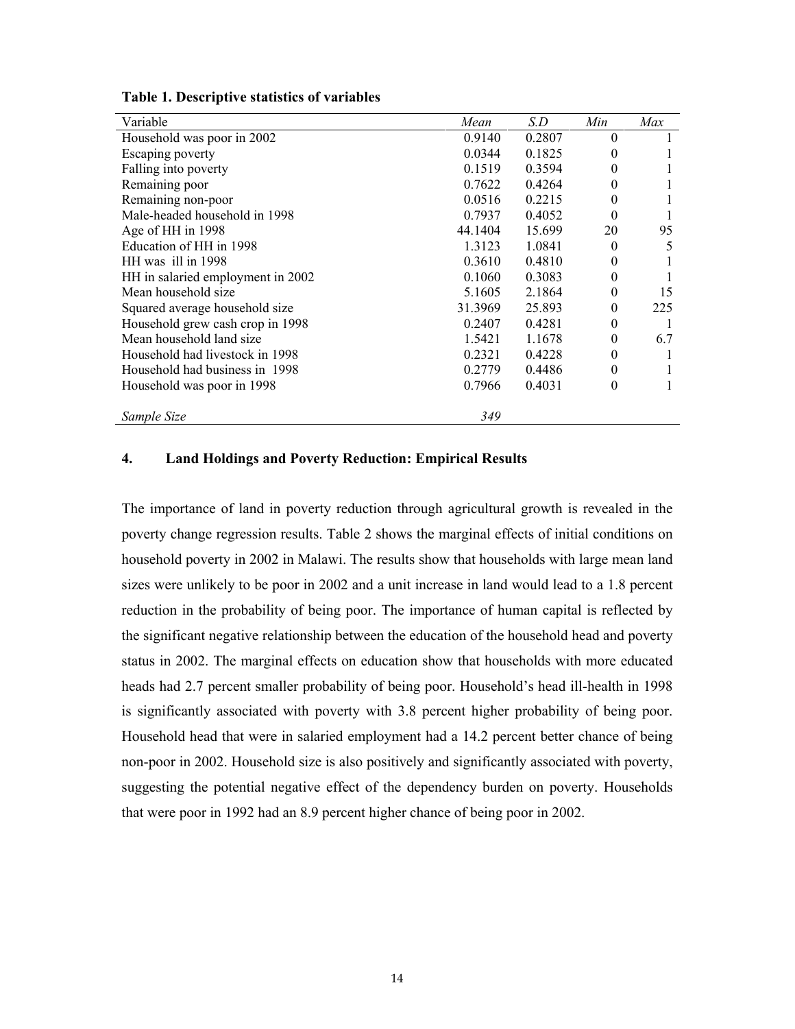**Table 1. Descriptive statistics of variables**

| Variable | *Mean* | *S.D* | *Min* | *Max* |
|---|---|---|---|---|
| Household was poor in 2002 | 0.9140 | 0.2807 | 0 | 1 |
| Escaping poverty | 0.0344 | 0.1825 | 0 | 1 |
| Falling into poverty | 0.1519 | 0.3594 | 0 | 1 |
| Remaining poor | 0.7622 | 0.4264 | 0 | 1 |
| Remaining non-poor | 0.0516 | 0.2215 | 0 | 1 |
| Male-headed household in 1998 | 0.7937 | 0.4052 | 0 | 1 |
| Age of HH in 1998 | 44.1404 | 15.699 | 20 | 95 |
| Education of HH in 1998 | 1.3123 | 1.0841 | 0 | 5 |
| HH was ill in 1998 | 0.3610 | 0.4810 | 0 | 1 |
| HH in salaried employment in 2002 | 0.1060 | 0.3083 | 0 | 1 |
| Mean household size | 5.1605 | 2.1864 | 0 | 15 |
| Squared average household size | 31.3969 | 25.893 | 0 | 225 |
| Household grew cash crop in 1998 | 0.2407 | 0.4281 | 0 | 1 |
| Mean household land size | 1.5421 | 1.1678 | 0 | 6.7 |
| Household had livestock in 1998 | 0.2321 | 0.4228 | 0 | 1 |
| Household had business in 1998 | 0.2779 | 0.4486 | 0 | 1 |
| Household was poor in 1998 | 0.7966 | 0.4031 | 0 | 1 |
| *Sample Size* | *349* | | | |

## 4. Land Holdings and Poverty Reduction: Empirical Results

The importance of land in poverty reduction through agricultural growth is revealed in the poverty change regression results. Table 2 shows the marginal effects of initial conditions on household poverty in 2002 in Malawi. The results show that households with large mean land sizes were unlikely to be poor in 2002 and a unit increase in land would lead to a 1.8 percent reduction in the probability of being poor. The importance of human capital is reflected by the significant negative relationship between the education of the household head and poverty status in 2002. The marginal effects on education show that households with more educated heads had 2.7 percent smaller probability of being poor. Household's head ill-health in 1998 is significantly associated with poverty with 3.8 percent higher probability of being poor. Household head that were in salaried employment had a 14.2 percent better chance of being non-poor in 2002. Household size is also positively and significantly associated with poverty, suggesting the potential negative effect of the dependency burden on poverty. Households that were poor in 1992 had an 8.9 percent higher chance of being poor in 2002.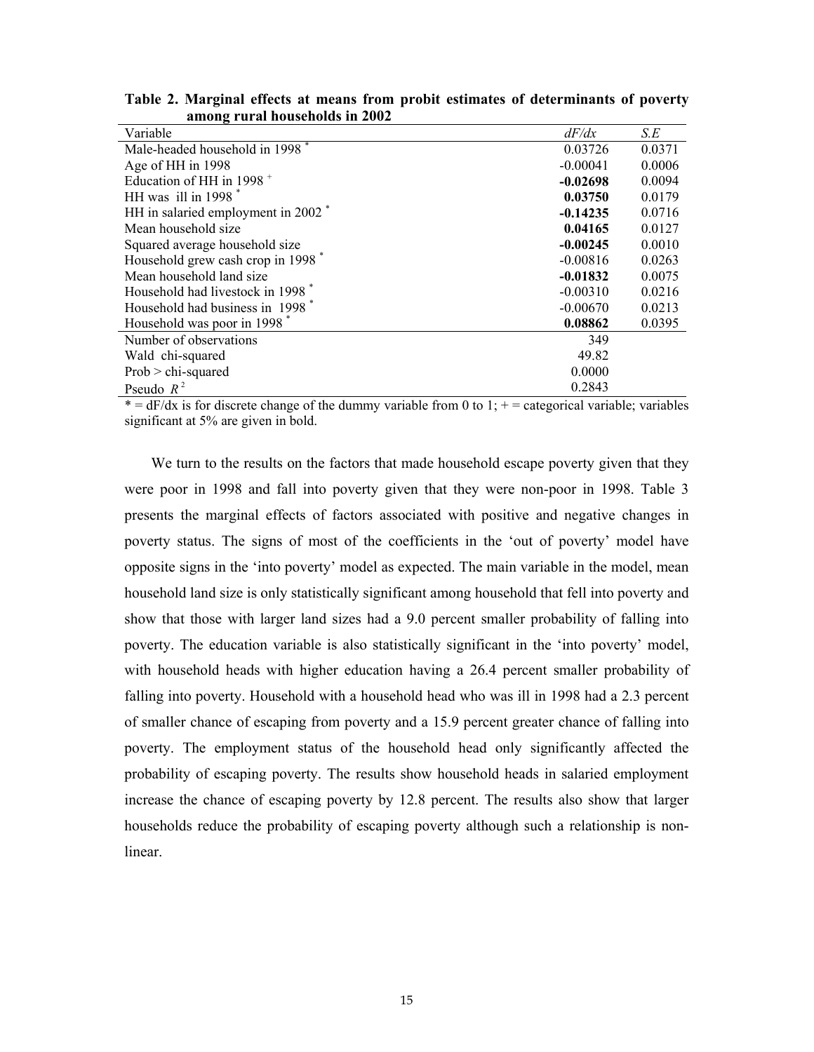**Table 2. Marginal effects at means from probit estimates of determinants of poverty among rural households in 2002**

| Variable | *dF/dx* | *S.E* |
|---|---|---|
| Male-headed household in 1998 * | 0.03726 | 0.0371 |
| Age of HH in 1998 | -0.00041 | 0.0006 |
| Education of HH in 1998 + | **-0.02698** | 0.0094 |
| HH was ill in 1998 * | **0.03750** | 0.0179 |
| HH in salaried employment in 2002 * | **-0.14235** | 0.0716 |
| Mean household size | **0.04165** | 0.0127 |
| Squared average household size | **-0.00245** | 0.0010 |
| Household grew cash crop in 1998 * | -0.00816 | 0.0263 |
| Mean household land size | **-0.01832** | 0.0075 |
| Household had livestock in 1998 * | -0.00310 | 0.0216 |
| Household had business in 1998 * | -0.00670 | 0.0213 |
| Household was poor in 1998 * | **0.08862** | 0.0395 |
| Number of observations | 349 | |
| Wald chi-squared | 49.82 | |
| Prob > chi-squared | 0.0000 | |
| Pseudo $R^2$ | 0.2843 | |

* = dF/dx is for discrete change of the dummy variable from 0 to 1; + = categorical variable; variables significant at 5% are given in bold.

We turn to the results on the factors that made household escape poverty given that they were poor in 1998 and fall into poverty given that they were non-poor in 1998. Table 3 presents the marginal effects of factors associated with positive and negative changes in poverty status. The signs of most of the coefficients in the 'out of poverty' model have opposite signs in the 'into poverty' model as expected. The main variable in the model, mean household land size is only statistically significant among household that fell into poverty and show that those with larger land sizes had a 9.0 percent smaller probability of falling into poverty. The education variable is also statistically significant in the 'into poverty' model, with household heads with higher education having a 26.4 percent smaller probability of falling into poverty. Household with a household head who was ill in 1998 had a 2.3 percent of smaller chance of escaping from poverty and a 15.9 percent greater chance of falling into poverty. The employment status of the household head only significantly affected the probability of escaping poverty. The results show household heads in salaried employment increase the chance of escaping poverty by 12.8 percent. The results also show that larger households reduce the probability of escaping poverty although such a relationship is non-linear.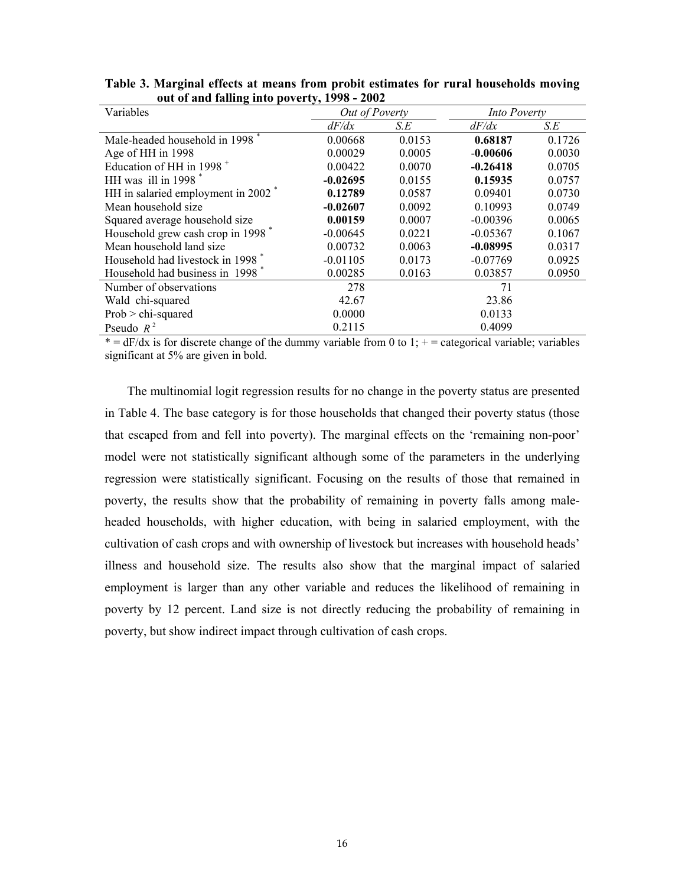**Table 3. Marginal effects at means from probit estimates for rural households moving out of and falling into poverty, 1998 - 2002**

| Variables | *Out of Poverty* | | *Into Poverty* | |
|---|---|---|---|---|
| | *dF/dx* | *S.E* | *dF/dx* | *S.E* |
| Male-headed household in 1998 * | 0.00668 | 0.0153 | **0.68187** | 0.1726 |
| Age of HH in 1998 | 0.00029 | 0.0005 | **-0.00606** | 0.0030 |
| Education of HH in 1998 + | 0.00422 | 0.0070 | **-0.26418** | 0.0705 |
| HH was ill in 1998 * | **-0.02695** | 0.0155 | **0.15935** | 0.0757 |
| HH in salaried employment in 2002 * | **0.12789** | 0.0587 | 0.09401 | 0.0730 |
| Mean household size | **-0.02607** | 0.0092 | 0.10993 | 0.0749 |
| Squared average household size | **0.00159** | 0.0007 | -0.00396 | 0.0065 |
| Household grew cash crop in 1998 * | -0.00645 | 0.0221 | -0.05367 | 0.1067 |
| Mean household land size | 0.00732 | 0.0063 | **-0.08995** | 0.0317 |
| Household had livestock in 1998 * | -0.01105 | 0.0173 | -0.07769 | 0.0925 |
| Household had business in 1998 * | 0.00285 | 0.0163 | 0.03857 | 0.0950 |
| Number of observations | 278 | | 71 | |
| Wald chi-squared | 42.67 | | 23.86 | |
| Prob > chi-squared | 0.0000 | | 0.0133 | |
| Pseudo $R^2$ | 0.2115 | | 0.4099 | |

* = dF/dx is for discrete change of the dummy variable from 0 to 1; + = categorical variable; variables significant at 5% are given in bold.

The multinomial logit regression results for no change in the poverty status are presented in Table 4. The base category is for those households that changed their poverty status (those that escaped from and fell into poverty). The marginal effects on the 'remaining non-poor' model were not statistically significant although some of the parameters in the underlying regression were statistically significant. Focusing on the results of those that remained in poverty, the results show that the probability of remaining in poverty falls among male-headed households, with higher education, with being in salaried employment, with the cultivation of cash crops and with ownership of livestock but increases with household heads' illness and household size. The results also show that the marginal impact of salaried employment is larger than any other variable and reduces the likelihood of remaining in poverty by 12 percent. Land size is not directly reducing the probability of remaining in poverty, but show indirect impact through cultivation of cash crops.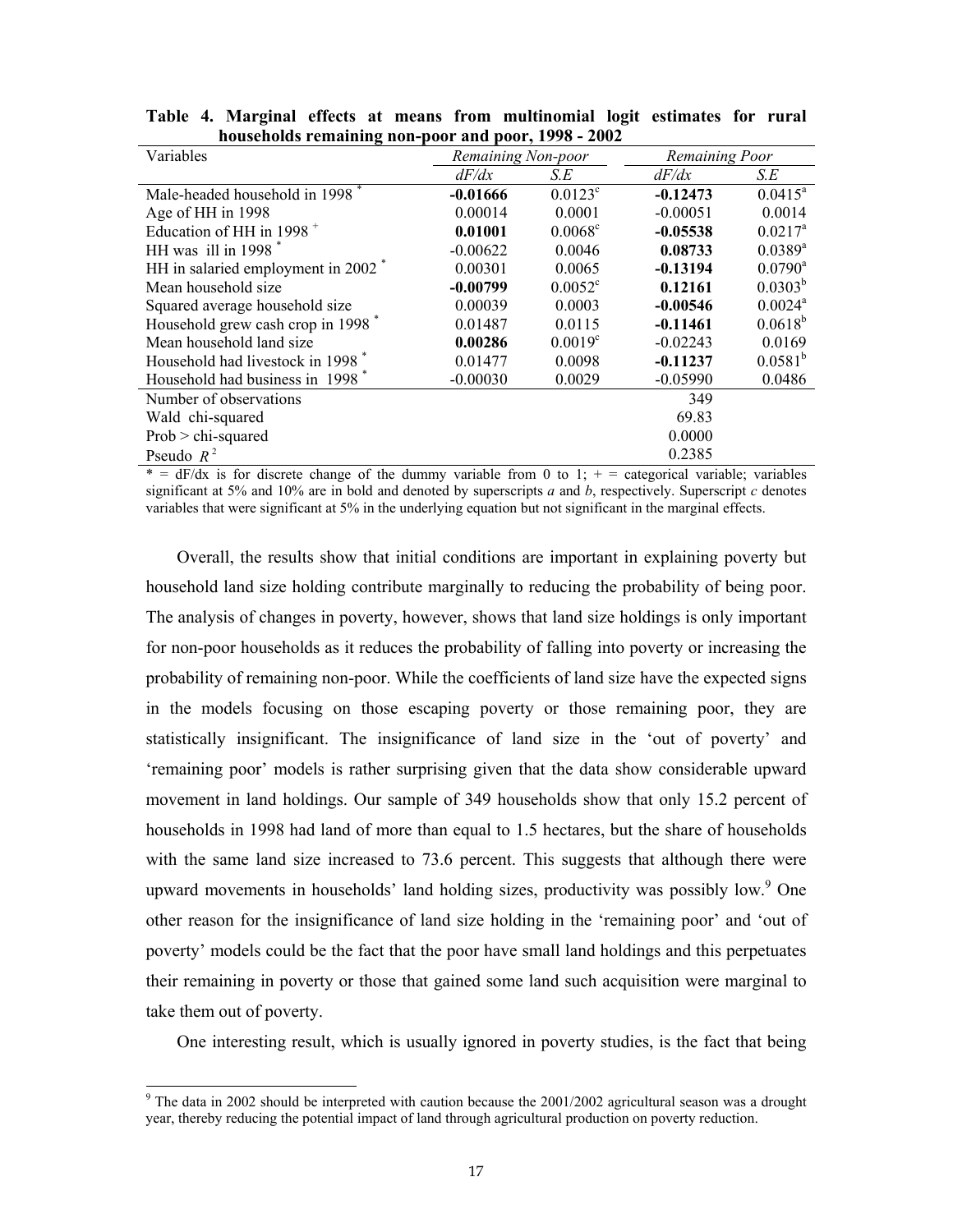**Table 4. Marginal effects at means from multinomial logit estimates for rural households remaining non-poor and poor, 1998 - 2002**

| Variables | *Remaining Non-poor* | | *Remaining Poor* | |
|---|---|---|---|---|
| | *dF/dx* | *S.E* | *dF/dx* | *S.E* |
| Male-headed household in 1998 * | **-0.01666** | 0.0123[c] | **-0.12473** | 0.0415[a] |
| Age of HH in 1998 | 0.00014 | 0.0001 | -0.00051 | 0.0014 |
| Education of HH in 1998 + | **0.01001** | 0.0068[c] | **-0.05538** | 0.0217[a] |
| HH was ill in 1998 * | -0.00622 | 0.0046 | **0.08733** | 0.0389[a] |
| HH in salaried employment in 2002 * | 0.00301 | 0.0065 | **-0.13194** | 0.0790[a] |
| Mean household size | **-0.00799** | 0.0052[c] | **0.12161** | 0.0303[b] |
| Squared average household size | 0.00039 | 0.0003 | **-0.00546** | 0.0024[a] |
| Household grew cash crop in 1998 * | 0.01487 | 0.0115 | **-0.11461** | 0.0618[b] |
| Mean household land size | **0.00286** | 0.0019[c] | -0.02243 | 0.0169 |
| Household had livestock in 1998 * | 0.01477 | 0.0098 | **-0.11237** | 0.0581[b] |
| Household had business in 1998 * | -0.00030 | 0.0029 | -0.05990 | 0.0486 |
| Number of observations | | | 349 | |
| Wald chi-squared | | | 69.83 | |
| Prob > chi-squared | | | 0.0000 | |
| Pseudo $R^2$ | | | 0.2385 | |

* = dF/dx is for discrete change of the dummy variable from 0 to 1; + = categorical variable; variables significant at 5% and 10% are in bold and denoted by superscripts *a* and *b*, respectively. Superscript *c* denotes variables that were significant at 5% in the underlying equation but not significant in the marginal effects.

Overall, the results show that initial conditions are important in explaining poverty but household land size holding contribute marginally to reducing the probability of being poor. The analysis of changes in poverty, however, shows that land size holdings is only important for non-poor households as it reduces the probability of falling into poverty or increasing the probability of remaining non-poor. While the coefficients of land size have the expected signs in the models focusing on those escaping poverty or those remaining poor, they are statistically insignificant. The insignificance of land size in the 'out of poverty' and 'remaining poor' models is rather surprising given that the data show considerable upward movement in land holdings. Our sample of 349 households show that only 15.2 percent of households in 1998 had land of more than equal to 1.5 hectares, but the share of households with the same land size increased to 73.6 percent. This suggests that although there were upward movements in households' land holding sizes, productivity was possibly low.[9] One other reason for the insignificance of land size holding in the 'remaining poor' and 'out of poverty' models could be the fact that the poor have small land holdings and this perpetuates their remaining in poverty or those that gained some land such acquisition were marginal to take them out of poverty.

One interesting result, which is usually ignored in poverty studies, is the fact that being

[9] The data in 2002 should be interpreted with caution because the 2001/2002 agricultural season was a drought year, thereby reducing the potential impact of land through agricultural production on poverty reduction.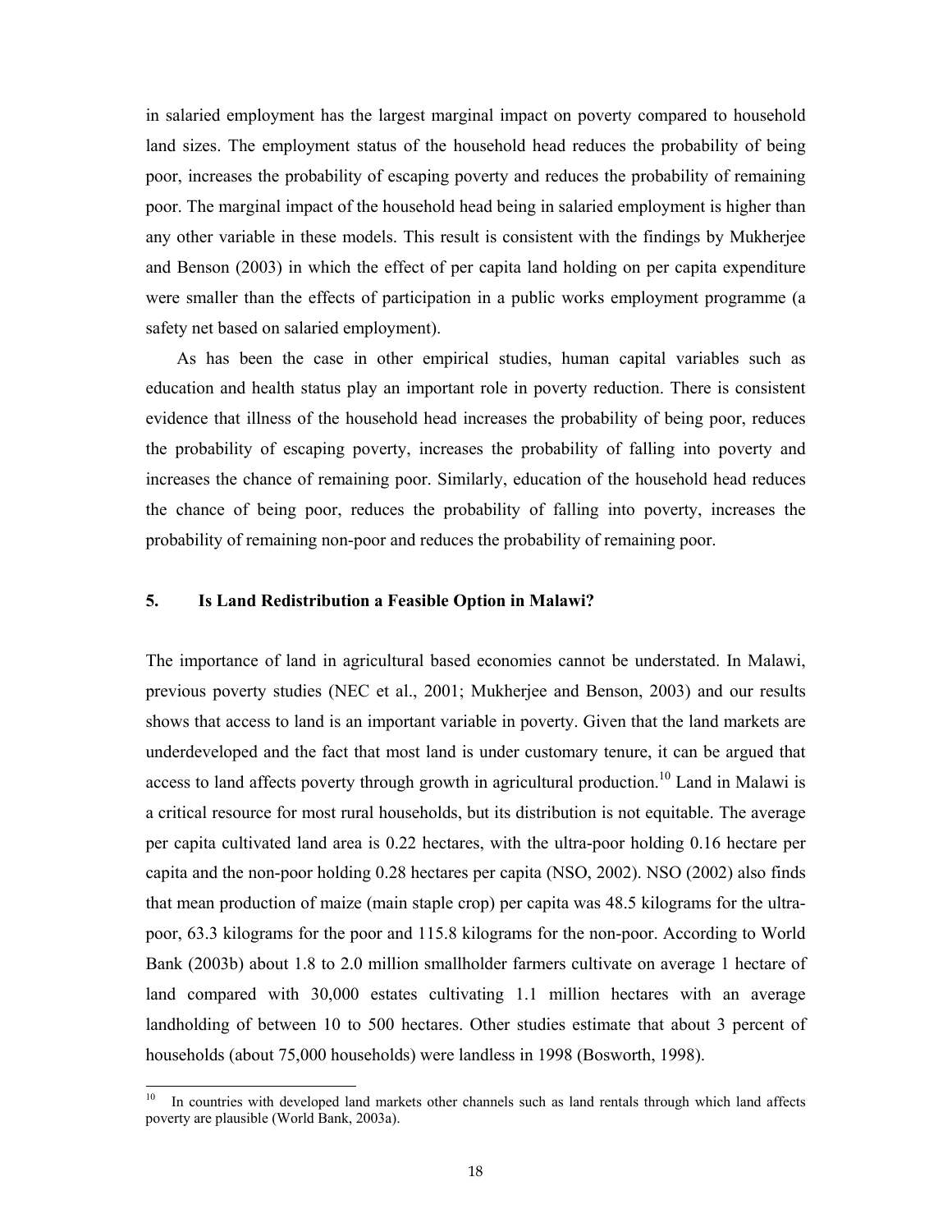in salaried employment has the largest marginal impact on poverty compared to household land sizes. The employment status of the household head reduces the probability of being poor, increases the probability of escaping poverty and reduces the probability of remaining poor. The marginal impact of the household head being in salaried employment is higher than any other variable in these models. This result is consistent with the findings by Mukherjee and Benson (2003) in which the effect of per capita land holding on per capita expenditure were smaller than the effects of participation in a public works employment programme (a safety net based on salaried employment).

As has been the case in other empirical studies, human capital variables such as education and health status play an important role in poverty reduction. There is consistent evidence that illness of the household head increases the probability of being poor, reduces the probability of escaping poverty, increases the probability of falling into poverty and increases the chance of remaining poor. Similarly, education of the household head reduces the chance of being poor, reduces the probability of falling into poverty, increases the probability of remaining non-poor and reduces the probability of remaining poor.

## 5. Is Land Redistribution a Feasible Option in Malawi?

The importance of land in agricultural based economies cannot be understated. In Malawi, previous poverty studies (NEC et al., 2001; Mukherjee and Benson, 2003) and our results shows that access to land is an important variable in poverty. Given that the land markets are underdeveloped and the fact that most land is under customary tenure, it can be argued that access to land affects poverty through growth in agricultural production.[10] Land in Malawi is a critical resource for most rural households, but its distribution is not equitable. The average per capita cultivated land area is 0.22 hectares, with the ultra-poor holding 0.16 hectare per capita and the non-poor holding 0.28 hectares per capita (NSO, 2002). NSO (2002) also finds that mean production of maize (main staple crop) per capita was 48.5 kilograms for the ultra-poor, 63.3 kilograms for the poor and 115.8 kilograms for the non-poor. According to World Bank (2003b) about 1.8 to 2.0 million smallholder farmers cultivate on average 1 hectare of land compared with 30,000 estates cultivating 1.1 million hectares with an average landholding of between 10 to 500 hectares. Other studies estimate that about 3 percent of households (about 75,000 households) were landless in 1998 (Bosworth, 1998).

[10] In countries with developed land markets other channels such as land rentals through which land affects poverty are plausible (World Bank, 2003a).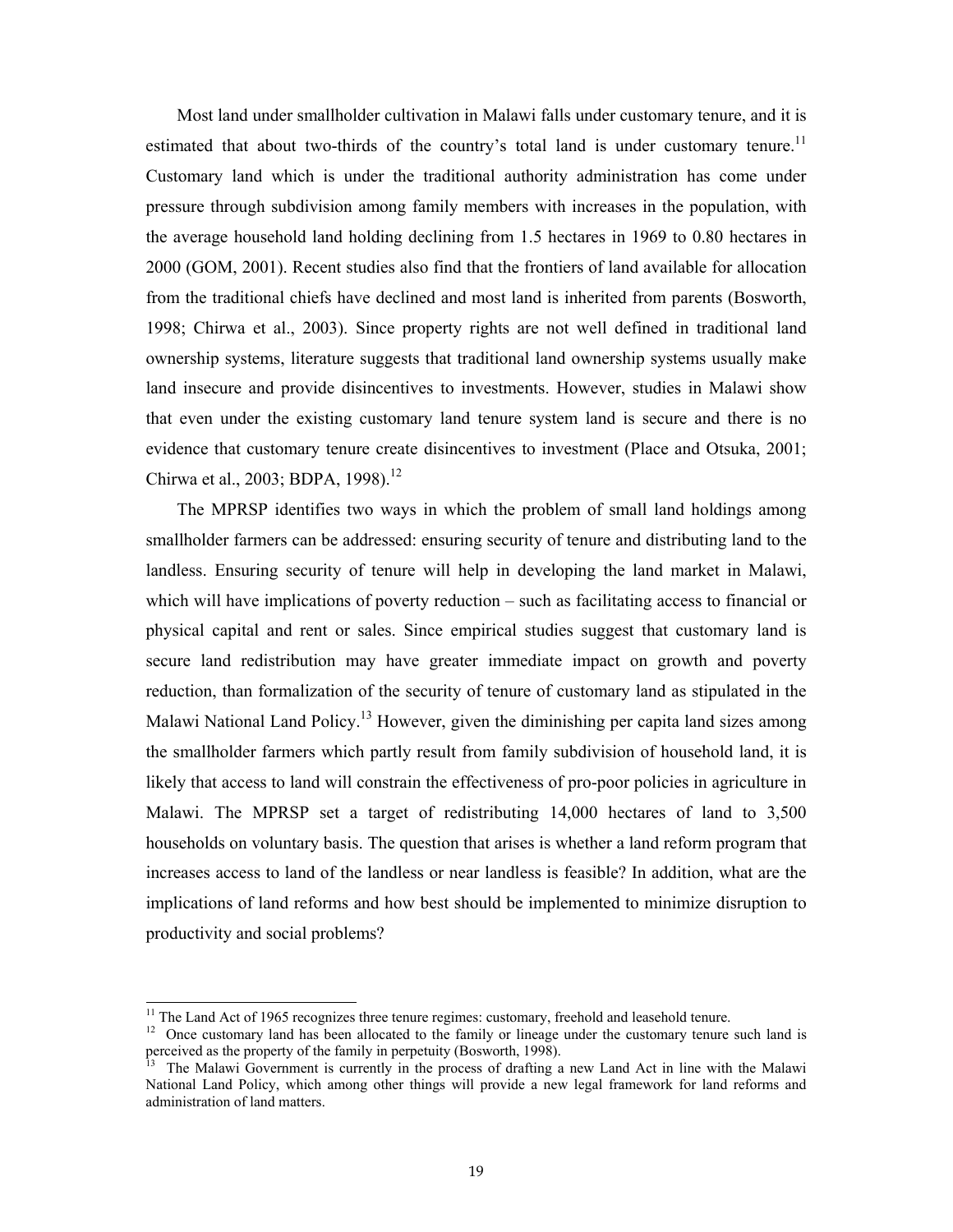Most land under smallholder cultivation in Malawi falls under customary tenure, and it is estimated that about two-thirds of the country's total land is under customary tenure.[11] Customary land which is under the traditional authority administration has come under pressure through subdivision among family members with increases in the population, with the average household land holding declining from 1.5 hectares in 1969 to 0.80 hectares in 2000 (GOM, 2001). Recent studies also find that the frontiers of land available for allocation from the traditional chiefs have declined and most land is inherited from parents (Bosworth, 1998; Chirwa et al., 2003). Since property rights are not well defined in traditional land ownership systems, literature suggests that traditional land ownership systems usually make land insecure and provide disincentives to investments. However, studies in Malawi show that even under the existing customary land tenure system land is secure and there is no evidence that customary tenure create disincentives to investment (Place and Otsuka, 2001; Chirwa et al., 2003; BDPA, 1998).[12]

The MPRSP identifies two ways in which the problem of small land holdings among smallholder farmers can be addressed: ensuring security of tenure and distributing land to the landless. Ensuring security of tenure will help in developing the land market in Malawi, which will have implications of poverty reduction – such as facilitating access to financial or physical capital and rent or sales. Since empirical studies suggest that customary land is secure land redistribution may have greater immediate impact on growth and poverty reduction, than formalization of the security of tenure of customary land as stipulated in the Malawi National Land Policy.[13] However, given the diminishing per capita land sizes among the smallholder farmers which partly result from family subdivision of household land, it is likely that access to land will constrain the effectiveness of pro-poor policies in agriculture in Malawi. The MPRSP set a target of redistributing 14,000 hectares of land to 3,500 households on voluntary basis. The question that arises is whether a land reform program that increases access to land of the landless or near landless is feasible? In addition, what are the implications of land reforms and how best should be implemented to minimize disruption to productivity and social problems?

---

[11] The Land Act of 1965 recognizes three tenure regimes: customary, freehold and leasehold tenure.

[12] Once customary land has been allocated to the family or lineage under the customary tenure such land is perceived as the property of the family in perpetuity (Bosworth, 1998).

[13] The Malawi Government is currently in the process of drafting a new Land Act in line with the Malawi National Land Policy, which among other things will provide a new legal framework for land reforms and administration of land matters.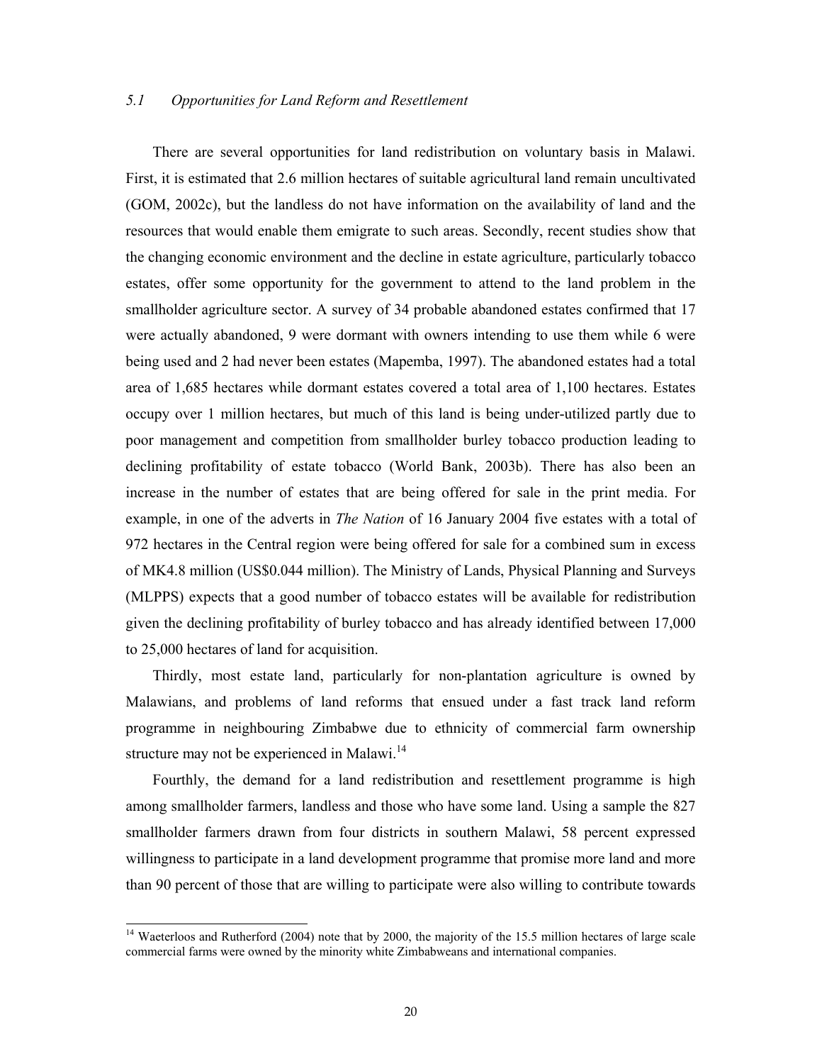### *5.1 Opportunities for Land Reform and Resettlement*

There are several opportunities for land redistribution on voluntary basis in Malawi. First, it is estimated that 2.6 million hectares of suitable agricultural land remain uncultivated (GOM, 2002c), but the landless do not have information on the availability of land and the resources that would enable them emigrate to such areas. Secondly, recent studies show that the changing economic environment and the decline in estate agriculture, particularly tobacco estates, offer some opportunity for the government to attend to the land problem in the smallholder agriculture sector. A survey of 34 probable abandoned estates confirmed that 17 were actually abandoned, 9 were dormant with owners intending to use them while 6 were being used and 2 had never been estates (Mapemba, 1997). The abandoned estates had a total area of 1,685 hectares while dormant estates covered a total area of 1,100 hectares. Estates occupy over 1 million hectares, but much of this land is being under-utilized partly due to poor management and competition from smallholder burley tobacco production leading to declining profitability of estate tobacco (World Bank, 2003b). There has also been an increase in the number of estates that are being offered for sale in the print media. For example, in one of the adverts in *The Nation* of 16 January 2004 five estates with a total of 972 hectares in the Central region were being offered for sale for a combined sum in excess of MK4.8 million (US$0.044 million). The Ministry of Lands, Physical Planning and Surveys (MLPPS) expects that a good number of tobacco estates will be available for redistribution given the declining profitability of burley tobacco and has already identified between 17,000 to 25,000 hectares of land for acquisition.

Thirdly, most estate land, particularly for non-plantation agriculture is owned by Malawians, and problems of land reforms that ensued under a fast track land reform programme in neighbouring Zimbabwe due to ethnicity of commercial farm ownership structure may not be experienced in Malawi.[14]

Fourthly, the demand for a land redistribution and resettlement programme is high among smallholder farmers, landless and those who have some land. Using a sample the 827 smallholder farmers drawn from four districts in southern Malawi, 58 percent expressed willingness to participate in a land development programme that promise more land and more than 90 percent of those that are willing to participate were also willing to contribute towards

---

[14] Waeterloos and Rutherford (2004) note that by 2000, the majority of the 15.5 million hectares of large scale commercial farms were owned by the minority white Zimbabweans and international companies.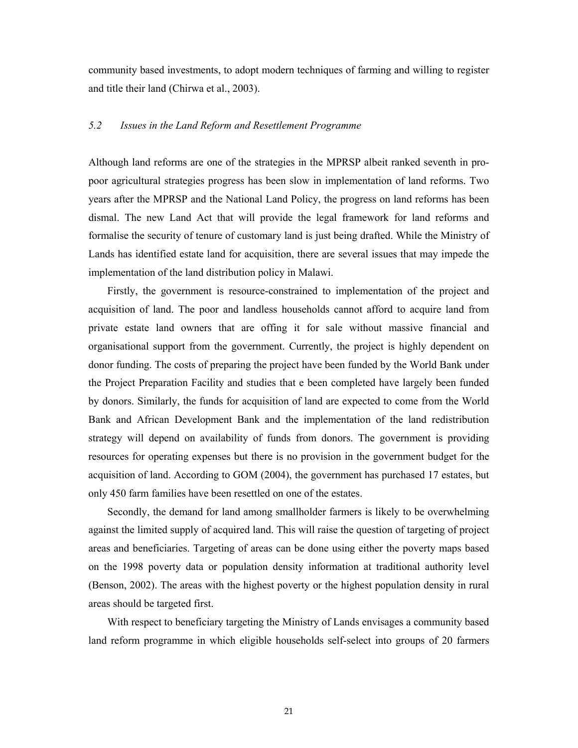community based investments, to adopt modern techniques of farming and willing to register and title their land (Chirwa et al., 2003).

### *5.2 Issues in the Land Reform and Resettlement Programme*

Although land reforms are one of the strategies in the MPRSP albeit ranked seventh in pro-poor agricultural strategies progress has been slow in implementation of land reforms. Two years after the MPRSP and the National Land Policy, the progress on land reforms has been dismal. The new Land Act that will provide the legal framework for land reforms and formalise the security of tenure of customary land is just being drafted. While the Ministry of Lands has identified estate land for acquisition, there are several issues that may impede the implementation of the land distribution policy in Malawi.

Firstly, the government is resource-constrained to implementation of the project and acquisition of land. The poor and landless households cannot afford to acquire land from private estate land owners that are offing it for sale without massive financial and organisational support from the government. Currently, the project is highly dependent on donor funding. The costs of preparing the project have been funded by the World Bank under the Project Preparation Facility and studies that e been completed have largely been funded by donors. Similarly, the funds for acquisition of land are expected to come from the World Bank and African Development Bank and the implementation of the land redistribution strategy will depend on availability of funds from donors. The government is providing resources for operating expenses but there is no provision in the government budget for the acquisition of land. According to GOM (2004), the government has purchased 17 estates, but only 450 farm families have been resettled on one of the estates.

Secondly, the demand for land among smallholder farmers is likely to be overwhelming against the limited supply of acquired land. This will raise the question of targeting of project areas and beneficiaries. Targeting of areas can be done using either the poverty maps based on the 1998 poverty data or population density information at traditional authority level (Benson, 2002). The areas with the highest poverty or the highest population density in rural areas should be targeted first.

With respect to beneficiary targeting the Ministry of Lands envisages a community based land reform programme in which eligible households self-select into groups of 20 farmers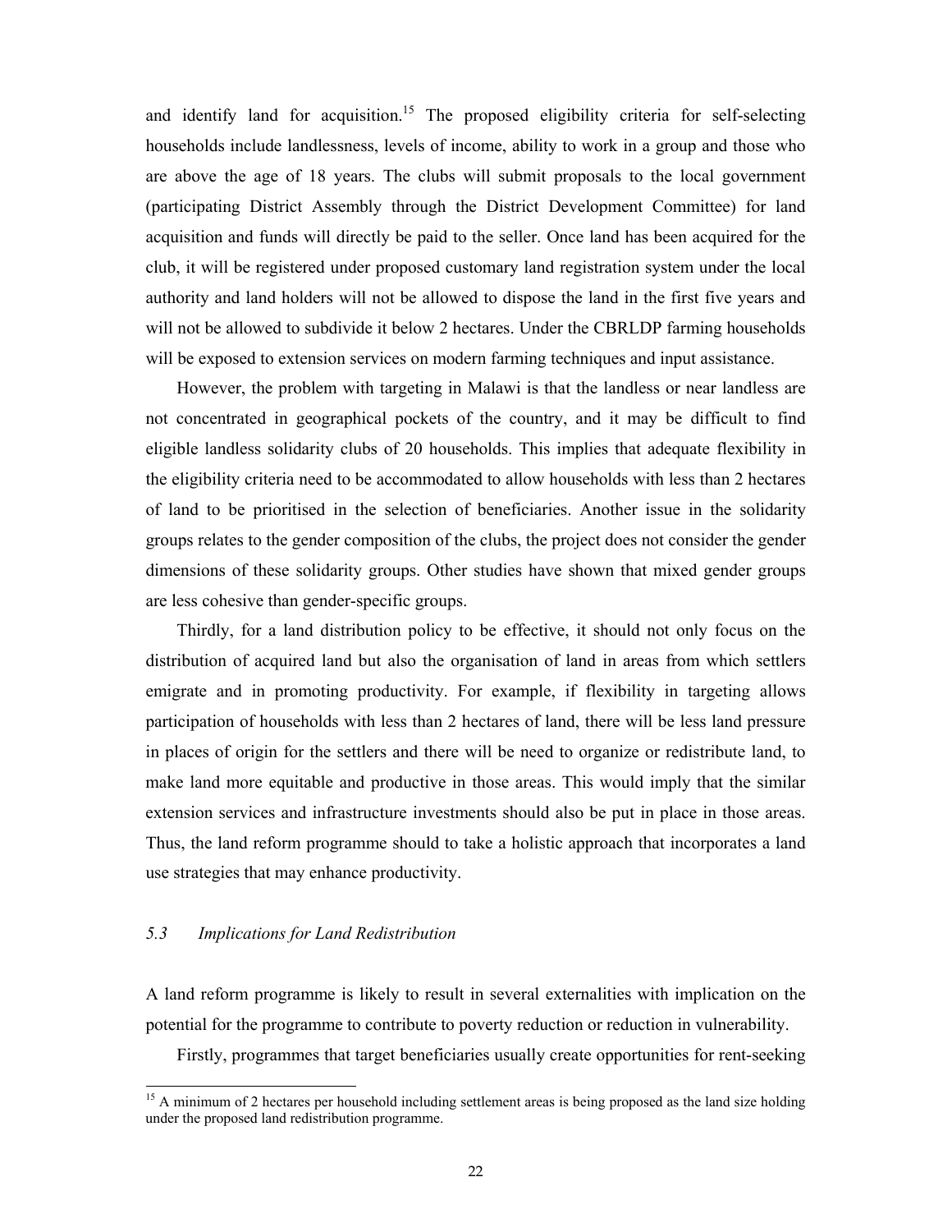and identify land for acquisition.[15] The proposed eligibility criteria for self-selecting households include landlessness, levels of income, ability to work in a group and those who are above the age of 18 years. The clubs will submit proposals to the local government (participating District Assembly through the District Development Committee) for land acquisition and funds will directly be paid to the seller. Once land has been acquired for the club, it will be registered under proposed customary land registration system under the local authority and land holders will not be allowed to dispose the land in the first five years and will not be allowed to subdivide it below 2 hectares. Under the CBRLDP farming households will be exposed to extension services on modern farming techniques and input assistance.

However, the problem with targeting in Malawi is that the landless or near landless are not concentrated in geographical pockets of the country, and it may be difficult to find eligible landless solidarity clubs of 20 households. This implies that adequate flexibility in the eligibility criteria need to be accommodated to allow households with less than 2 hectares of land to be prioritised in the selection of beneficiaries. Another issue in the solidarity groups relates to the gender composition of the clubs, the project does not consider the gender dimensions of these solidarity groups. Other studies have shown that mixed gender groups are less cohesive than gender-specific groups.

Thirdly, for a land distribution policy to be effective, it should not only focus on the distribution of acquired land but also the organisation of land in areas from which settlers emigrate and in promoting productivity. For example, if flexibility in targeting allows participation of households with less than 2 hectares of land, there will be less land pressure in places of origin for the settlers and there will be need to organize or redistribute land, to make land more equitable and productive in those areas. This would imply that the similar extension services and infrastructure investments should also be put in place in those areas. Thus, the land reform programme should to take a holistic approach that incorporates a land use strategies that may enhance productivity.

### *5.3 Implications for Land Redistribution*

A land reform programme is likely to result in several externalities with implication on the potential for the programme to contribute to poverty reduction or reduction in vulnerability.

Firstly, programmes that target beneficiaries usually create opportunities for rent-seeking

[15] A minimum of 2 hectares per household including settlement areas is being proposed as the land size holding under the proposed land redistribution programme.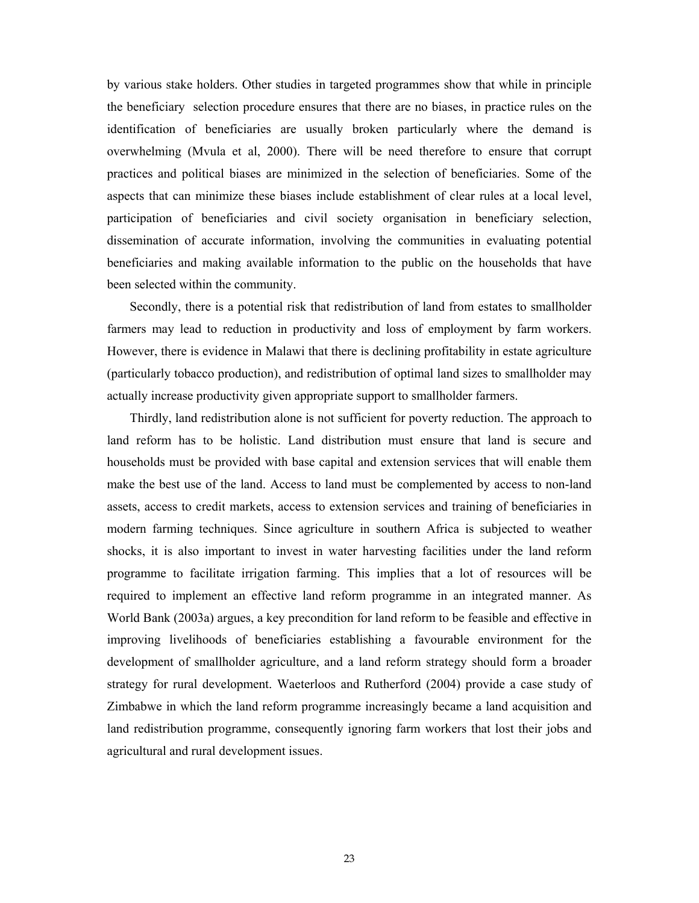by various stake holders. Other studies in targeted programmes show that while in principle the beneficiary selection procedure ensures that there are no biases, in practice rules on the identification of beneficiaries are usually broken particularly where the demand is overwhelming (Mvula et al, 2000). There will be need therefore to ensure that corrupt practices and political biases are minimized in the selection of beneficiaries. Some of the aspects that can minimize these biases include establishment of clear rules at a local level, participation of beneficiaries and civil society organisation in beneficiary selection, dissemination of accurate information, involving the communities in evaluating potential beneficiaries and making available information to the public on the households that have been selected within the community.

Secondly, there is a potential risk that redistribution of land from estates to smallholder farmers may lead to reduction in productivity and loss of employment by farm workers. However, there is evidence in Malawi that there is declining profitability in estate agriculture (particularly tobacco production), and redistribution of optimal land sizes to smallholder may actually increase productivity given appropriate support to smallholder farmers.

Thirdly, land redistribution alone is not sufficient for poverty reduction. The approach to land reform has to be holistic. Land distribution must ensure that land is secure and households must be provided with base capital and extension services that will enable them make the best use of the land. Access to land must be complemented by access to non-land assets, access to credit markets, access to extension services and training of beneficiaries in modern farming techniques. Since agriculture in southern Africa is subjected to weather shocks, it is also important to invest in water harvesting facilities under the land reform programme to facilitate irrigation farming. This implies that a lot of resources will be required to implement an effective land reform programme in an integrated manner. As World Bank (2003a) argues, a key precondition for land reform to be feasible and effective in improving livelihoods of beneficiaries establishing a favourable environment for the development of smallholder agriculture, and a land reform strategy should form a broader strategy for rural development. Waeterloos and Rutherford (2004) provide a case study of Zimbabwe in which the land reform programme increasingly became a land acquisition and land redistribution programme, consequently ignoring farm workers that lost their jobs and agricultural and rural development issues.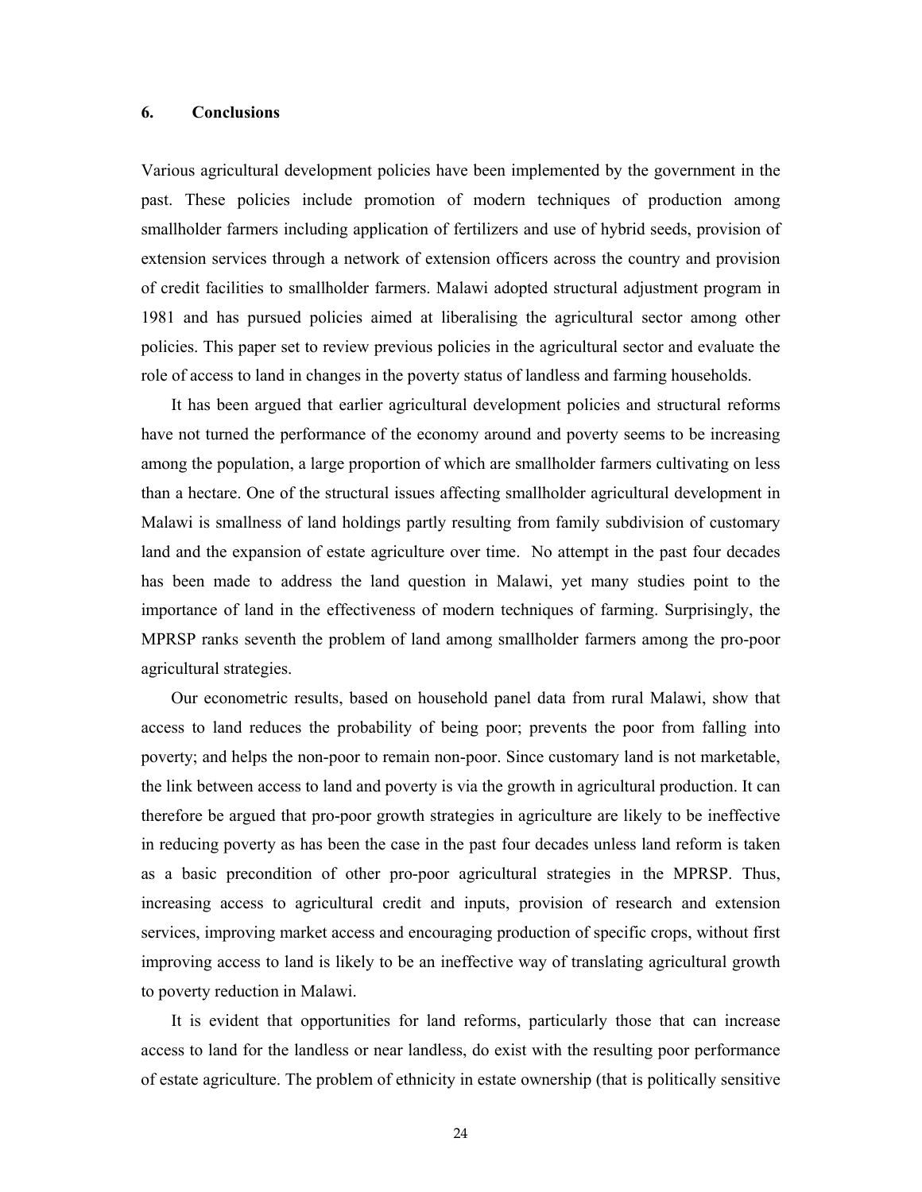## 6. Conclusions

Various agricultural development policies have been implemented by the government in the past. These policies include promotion of modern techniques of production among smallholder farmers including application of fertilizers and use of hybrid seeds, provision of extension services through a network of extension officers across the country and provision of credit facilities to smallholder farmers. Malawi adopted structural adjustment program in 1981 and has pursued policies aimed at liberalising the agricultural sector among other policies. This paper set to review previous policies in the agricultural sector and evaluate the role of access to land in changes in the poverty status of landless and farming households.

It has been argued that earlier agricultural development policies and structural reforms have not turned the performance of the economy around and poverty seems to be increasing among the population, a large proportion of which are smallholder farmers cultivating on less than a hectare. One of the structural issues affecting smallholder agricultural development in Malawi is smallness of land holdings partly resulting from family subdivision of customary land and the expansion of estate agriculture over time. No attempt in the past four decades has been made to address the land question in Malawi, yet many studies point to the importance of land in the effectiveness of modern techniques of farming. Surprisingly, the MPRSP ranks seventh the problem of land among smallholder farmers among the pro-poor agricultural strategies.

Our econometric results, based on household panel data from rural Malawi, show that access to land reduces the probability of being poor; prevents the poor from falling into poverty; and helps the non-poor to remain non-poor. Since customary land is not marketable, the link between access to land and poverty is via the growth in agricultural production. It can therefore be argued that pro-poor growth strategies in agriculture are likely to be ineffective in reducing poverty as has been the case in the past four decades unless land reform is taken as a basic precondition of other pro-poor agricultural strategies in the MPRSP. Thus, increasing access to agricultural credit and inputs, provision of research and extension services, improving market access and encouraging production of specific crops, without first improving access to land is likely to be an ineffective way of translating agricultural growth to poverty reduction in Malawi.

It is evident that opportunities for land reforms, particularly those that can increase access to land for the landless or near landless, do exist with the resulting poor performance of estate agriculture. The problem of ethnicity in estate ownership (that is politically sensitive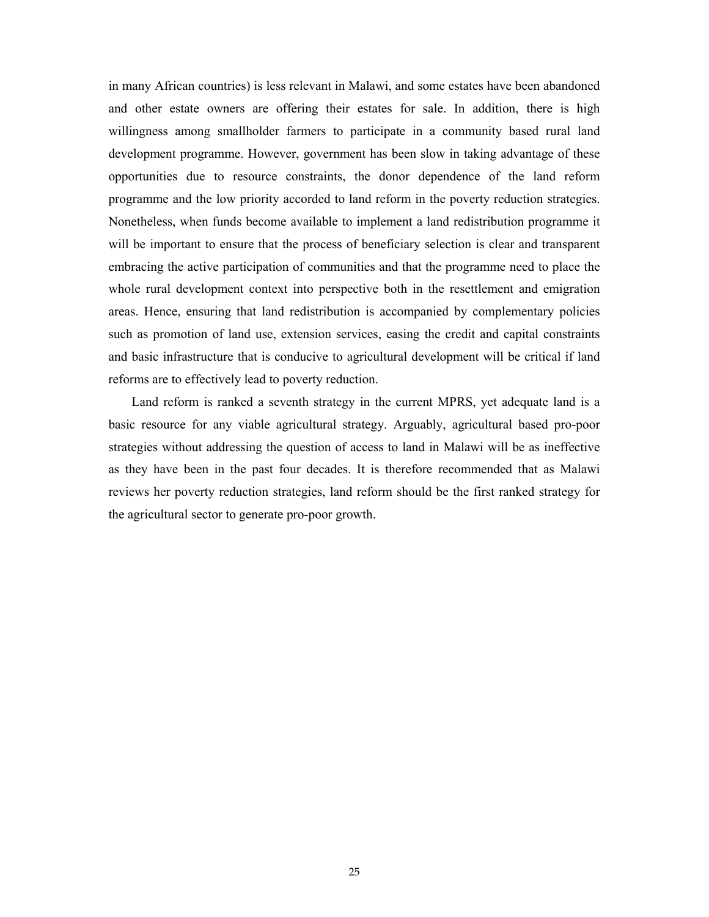in many African countries) is less relevant in Malawi, and some estates have been abandoned and other estate owners are offering their estates for sale. In addition, there is high willingness among smallholder farmers to participate in a community based rural land development programme. However, government has been slow in taking advantage of these opportunities due to resource constraints, the donor dependence of the land reform programme and the low priority accorded to land reform in the poverty reduction strategies. Nonetheless, when funds become available to implement a land redistribution programme it will be important to ensure that the process of beneficiary selection is clear and transparent embracing the active participation of communities and that the programme need to place the whole rural development context into perspective both in the resettlement and emigration areas. Hence, ensuring that land redistribution is accompanied by complementary policies such as promotion of land use, extension services, easing the credit and capital constraints and basic infrastructure that is conducive to agricultural development will be critical if land reforms are to effectively lead to poverty reduction.

Land reform is ranked a seventh strategy in the current MPRS, yet adequate land is a basic resource for any viable agricultural strategy. Arguably, agricultural based pro-poor strategies without addressing the question of access to land in Malawi will be as ineffective as they have been in the past four decades. It is therefore recommended that as Malawi reviews her poverty reduction strategies, land reform should be the first ranked strategy for the agricultural sector to generate pro-poor growth.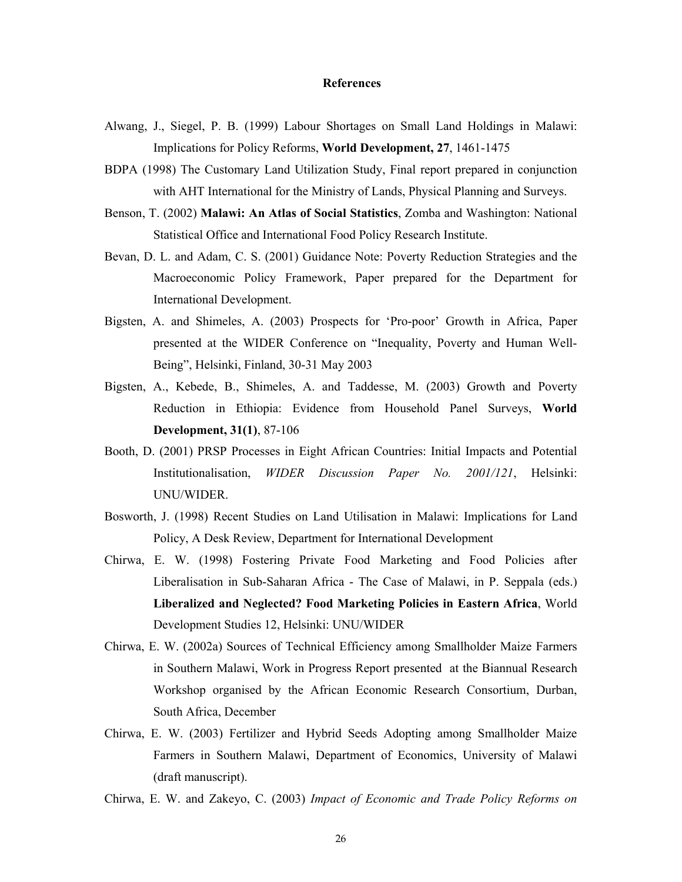# References

Alwang, J., Siegel, P. B. (1999) Labour Shortages on Small Land Holdings in Malawi: Implications for Policy Reforms, **World Development, 27**, 1461-1475

BDPA (1998) The Customary Land Utilization Study, Final report prepared in conjunction with AHT International for the Ministry of Lands, Physical Planning and Surveys.

Benson, T. (2002) **Malawi: An Atlas of Social Statistics**, Zomba and Washington: National Statistical Office and International Food Policy Research Institute.

Bevan, D. L. and Adam, C. S. (2001) Guidance Note: Poverty Reduction Strategies and the Macroeconomic Policy Framework, Paper prepared for the Department for International Development.

Bigsten, A. and Shimeles, A. (2003) Prospects for 'Pro-poor' Growth in Africa, Paper presented at the WIDER Conference on "Inequality, Poverty and Human Well-Being", Helsinki, Finland, 30-31 May 2003

Bigsten, A., Kebede, B., Shimeles, A. and Taddesse, M. (2003) Growth and Poverty Reduction in Ethiopia: Evidence from Household Panel Surveys, **World Development, 31(1)**, 87-106

Booth, D. (2001) PRSP Processes in Eight African Countries: Initial Impacts and Potential Institutionalisation, *WIDER Discussion Paper No. 2001/121*, Helsinki: UNU/WIDER.

Bosworth, J. (1998) Recent Studies on Land Utilisation in Malawi: Implications for Land Policy, A Desk Review, Department for International Development

Chirwa, E. W. (1998) Fostering Private Food Marketing and Food Policies after Liberalisation in Sub-Saharan Africa - The Case of Malawi, in P. Seppala (eds.) **Liberalized and Neglected? Food Marketing Policies in Eastern Africa**, World Development Studies 12, Helsinki: UNU/WIDER

Chirwa, E. W. (2002a) Sources of Technical Efficiency among Smallholder Maize Farmers in Southern Malawi, Work in Progress Report presented at the Biannual Research Workshop organised by the African Economic Research Consortium, Durban, South Africa, December

Chirwa, E. W. (2003) Fertilizer and Hybrid Seeds Adopting among Smallholder Maize Farmers in Southern Malawi, Department of Economics, University of Malawi (draft manuscript).

Chirwa, E. W. and Zakeyo, C. (2003) *Impact of Economic and Trade Policy Reforms on*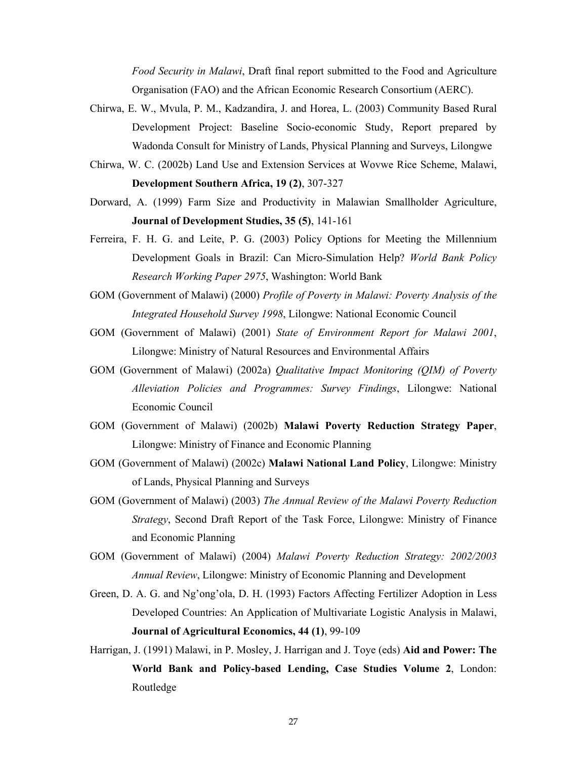*Food Security in Malawi*, Draft final report submitted to the Food and Agriculture Organisation (FAO) and the African Economic Research Consortium (AERC).

Chirwa, E. W., Mvula, P. M., Kadzandira, J. and Horea, L. (2003) Community Based Rural Development Project: Baseline Socio-economic Study, Report prepared by Wadonda Consult for Ministry of Lands, Physical Planning and Surveys, Lilongwe

Chirwa, W. C. (2002b) Land Use and Extension Services at Wovwe Rice Scheme, Malawi, **Development Southern Africa, 19 (2)**, 307-327

Dorward, A. (1999) Farm Size and Productivity in Malawian Smallholder Agriculture, **Journal of Development Studies, 35 (5)**, 141-161

Ferreira, F. H. G. and Leite, P. G. (2003) Policy Options for Meeting the Millennium Development Goals in Brazil: Can Micro-Simulation Help? *World Bank Policy Research Working Paper 2975*, Washington: World Bank

GOM (Government of Malawi) (2000) *Profile of Poverty in Malawi: Poverty Analysis of the Integrated Household Survey 1998*, Lilongwe: National Economic Council

GOM (Government of Malawi) (2001) *State of Environment Report for Malawi 2001*, Lilongwe: Ministry of Natural Resources and Environmental Affairs

GOM (Government of Malawi) (2002a) *Qualitative Impact Monitoring (QIM) of Poverty Alleviation Policies and Programmes: Survey Findings*, Lilongwe: National Economic Council

GOM (Government of Malawi) (2002b) **Malawi Poverty Reduction Strategy Paper**, Lilongwe: Ministry of Finance and Economic Planning

GOM (Government of Malawi) (2002c) **Malawi National Land Policy**, Lilongwe: Ministry of Lands, Physical Planning and Surveys

GOM (Government of Malawi) (2003) *The Annual Review of the Malawi Poverty Reduction Strategy*, Second Draft Report of the Task Force, Lilongwe: Ministry of Finance and Economic Planning

GOM (Government of Malawi) (2004) *Malawi Poverty Reduction Strategy: 2002/2003 Annual Review*, Lilongwe: Ministry of Economic Planning and Development

Green, D. A. G. and Ng'ong'ola, D. H. (1993) Factors Affecting Fertilizer Adoption in Less Developed Countries: An Application of Multivariate Logistic Analysis in Malawi, **Journal of Agricultural Economics, 44 (1)**, 99-109

Harrigan, J. (1991) Malawi, in P. Mosley, J. Harrigan and J. Toye (eds) **Aid and Power: The World Bank and Policy-based Lending, Case Studies Volume 2**, London: Routledge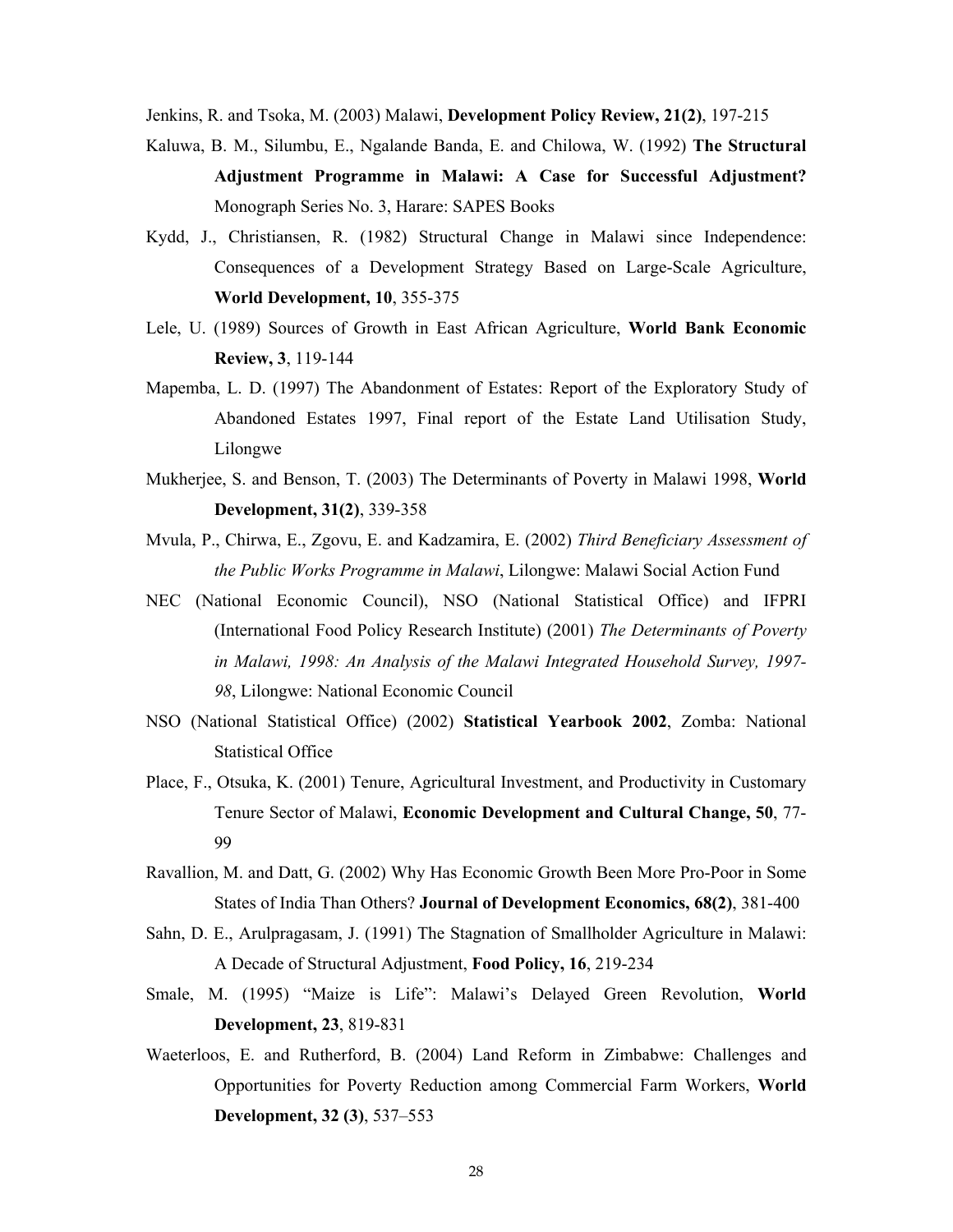Jenkins, R. and Tsoka, M. (2003) Malawi, **Development Policy Review, 21(2)**, 197-215

Kaluwa, B. M., Silumbu, E., Ngalande Banda, E. and Chilowa, W. (1992) **The Structural Adjustment Programme in Malawi: A Case for Successful Adjustment?** Monograph Series No. 3, Harare: SAPES Books

Kydd, J., Christiansen, R. (1982) Structural Change in Malawi since Independence: Consequences of a Development Strategy Based on Large-Scale Agriculture, **World Development, 10**, 355-375

Lele, U. (1989) Sources of Growth in East African Agriculture, **World Bank Economic Review, 3**, 119-144

Mapemba, L. D. (1997) The Abandonment of Estates: Report of the Exploratory Study of Abandoned Estates 1997, Final report of the Estate Land Utilisation Study, Lilongwe

Mukherjee, S. and Benson, T. (2003) The Determinants of Poverty in Malawi 1998, **World Development, 31(2)**, 339-358

Mvula, P., Chirwa, E., Zgovu, E. and Kadzamira, E. (2002) *Third Beneficiary Assessment of the Public Works Programme in Malawi*, Lilongwe: Malawi Social Action Fund

NEC (National Economic Council), NSO (National Statistical Office) and IFPRI (International Food Policy Research Institute) (2001) *The Determinants of Poverty in Malawi, 1998: An Analysis of the Malawi Integrated Household Survey, 1997-98*, Lilongwe: National Economic Council

NSO (National Statistical Office) (2002) **Statistical Yearbook 2002**, Zomba: National Statistical Office

Place, F., Otsuka, K. (2001) Tenure, Agricultural Investment, and Productivity in Customary Tenure Sector of Malawi, **Economic Development and Cultural Change, 50**, 77-99

Ravallion, M. and Datt, G. (2002) Why Has Economic Growth Been More Pro-Poor in Some States of India Than Others? **Journal of Development Economics, 68(2)**, 381-400

Sahn, D. E., Arulpragasam, J. (1991) The Stagnation of Smallholder Agriculture in Malawi: A Decade of Structural Adjustment, **Food Policy, 16**, 219-234

Smale, M. (1995) "Maize is Life": Malawi's Delayed Green Revolution, **World Development, 23**, 819-831

Waeterloos, E. and Rutherford, B. (2004) Land Reform in Zimbabwe: Challenges and Opportunities for Poverty Reduction among Commercial Farm Workers, **World Development, 32 (3)**, 537–553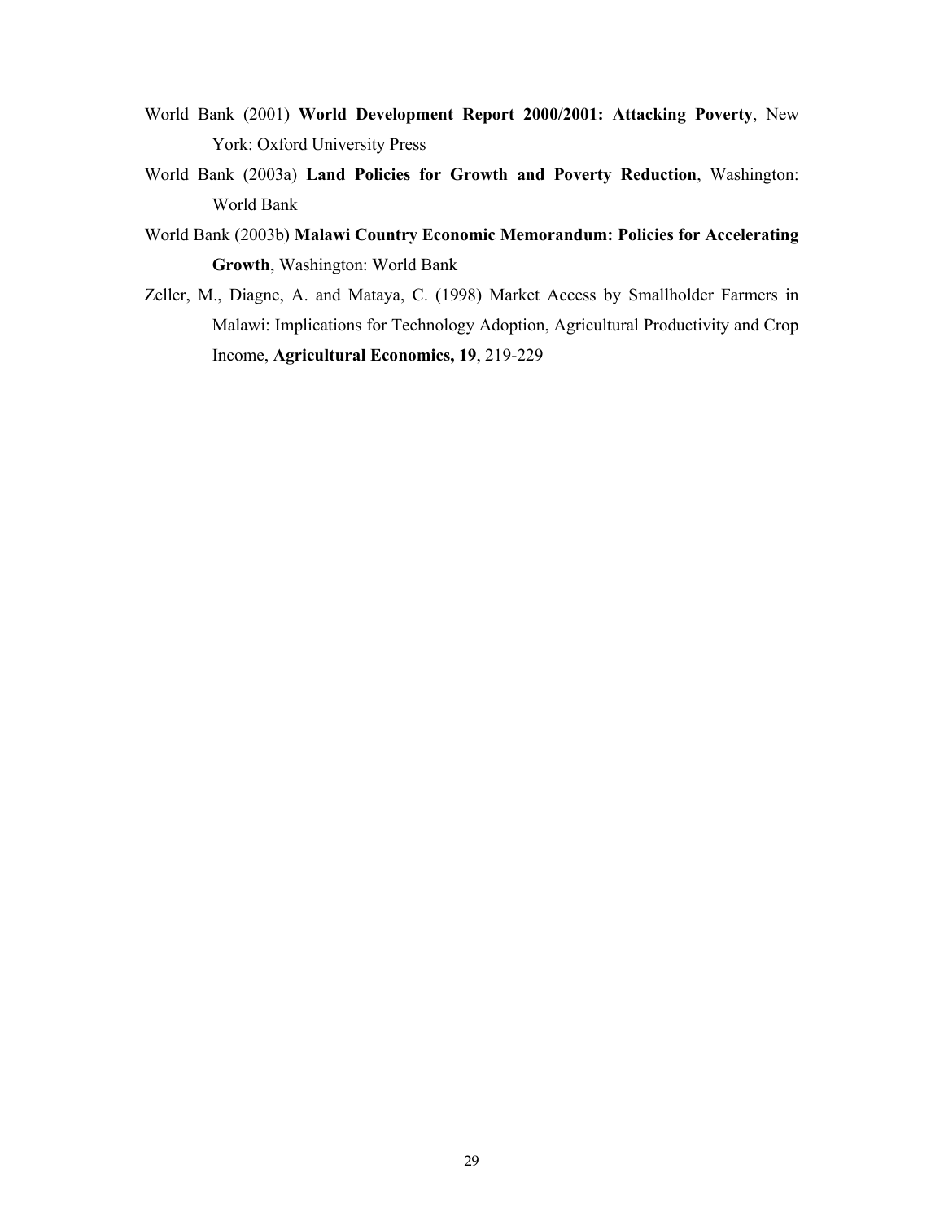World Bank (2001) **World Development Report 2000/2001: Attacking Poverty**, New York: Oxford University Press

World Bank (2003a) **Land Policies for Growth and Poverty Reduction**, Washington: World Bank

World Bank (2003b) **Malawi Country Economic Memorandum: Policies for Accelerating Growth**, Washington: World Bank

Zeller, M., Diagne, A. and Mataya, C. (1998) Market Access by Smallholder Farmers in Malawi: Implications for Technology Adoption, Agricultural Productivity and Crop Income, **Agricultural Economics, 19**, 219-229